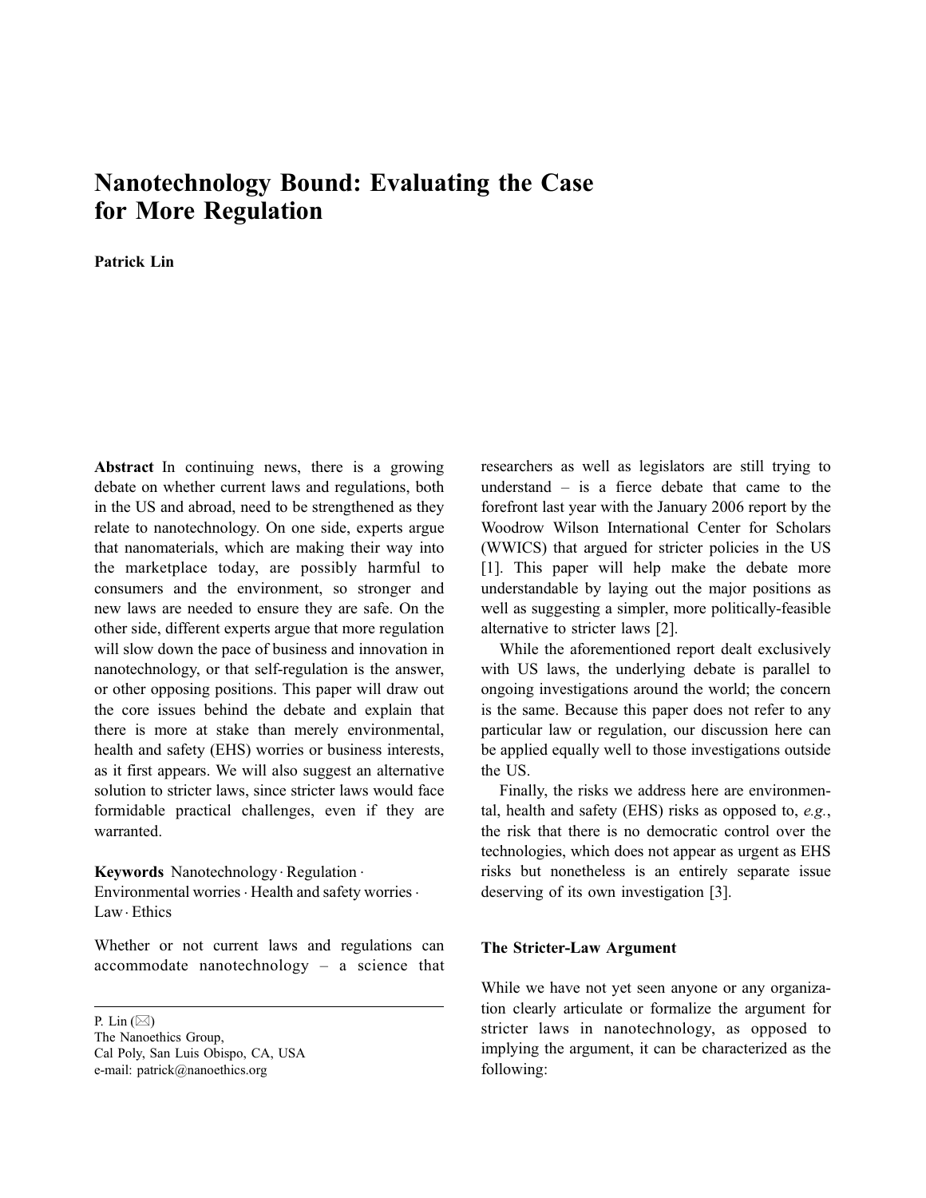# Nanotechnology Bound: Evaluating the Case for More Regulation

**Patrick Lin**

**Abstract** In continuing news, there is a growing debate on whether current laws and regulations, both in the US and abroad, need to be strengthened as they relate to nanotechnology. On one side, experts argue that nanomaterials, which are making their way into the marketplace today, are possibly harmful to consumers and the environment, so stronger and new laws are needed to ensure they are safe. On the other side, different experts argue that more regulation will slow down the pace of business and innovation in nanotechnology, or that self-regulation is the answer, or other opposing positions. This paper will draw out the core issues behind the debate and explain that there is more at stake than merely environmental, health and safety (EHS) worries or business interests, as it first appears. We will also suggest an alternative solution to stricter laws, since stricter laws would face formidable practical challenges, even if they are warranted.

**Keywords** Nanotechnology · Regulation · Environmental worries · Health and safety worries · Law · Ethics

P. Lin (✉)
The Nanoethics Group,
Cal Poly, San Luis Obispo, CA, USA
e-mail: patrick@nanoethics.org

Whether or not current laws and regulations can accommodate nanotechnology – a science that researchers as well as legislators are still trying to understand – is a fierce debate that came to the forefront last year with the January 2006 report by the Woodrow Wilson International Center for Scholars (WWICS) that argued for stricter policies in the US [1]. This paper will help make the debate more understandable by laying out the major positions as well as suggesting a simpler, more politically-feasible alternative to stricter laws [2].

While the aforementioned report dealt exclusively with US laws, the underlying debate is parallel to ongoing investigations around the world; the concern is the same. Because this paper does not refer to any particular law or regulation, our discussion here can be applied equally well to those investigations outside the US.

Finally, the risks we address here are environmental, health and safety (EHS) risks as opposed to, *e.g.*, the risk that there is no democratic control over the technologies, which does not appear as urgent as EHS risks but nonetheless is an entirely separate issue deserving of its own investigation [3].

## The Stricter-Law Argument

While we have not yet seen anyone or any organization clearly articulate or formalize the argument for stricter laws in nanotechnology, as opposed to implying the argument, it can be characterized as the following: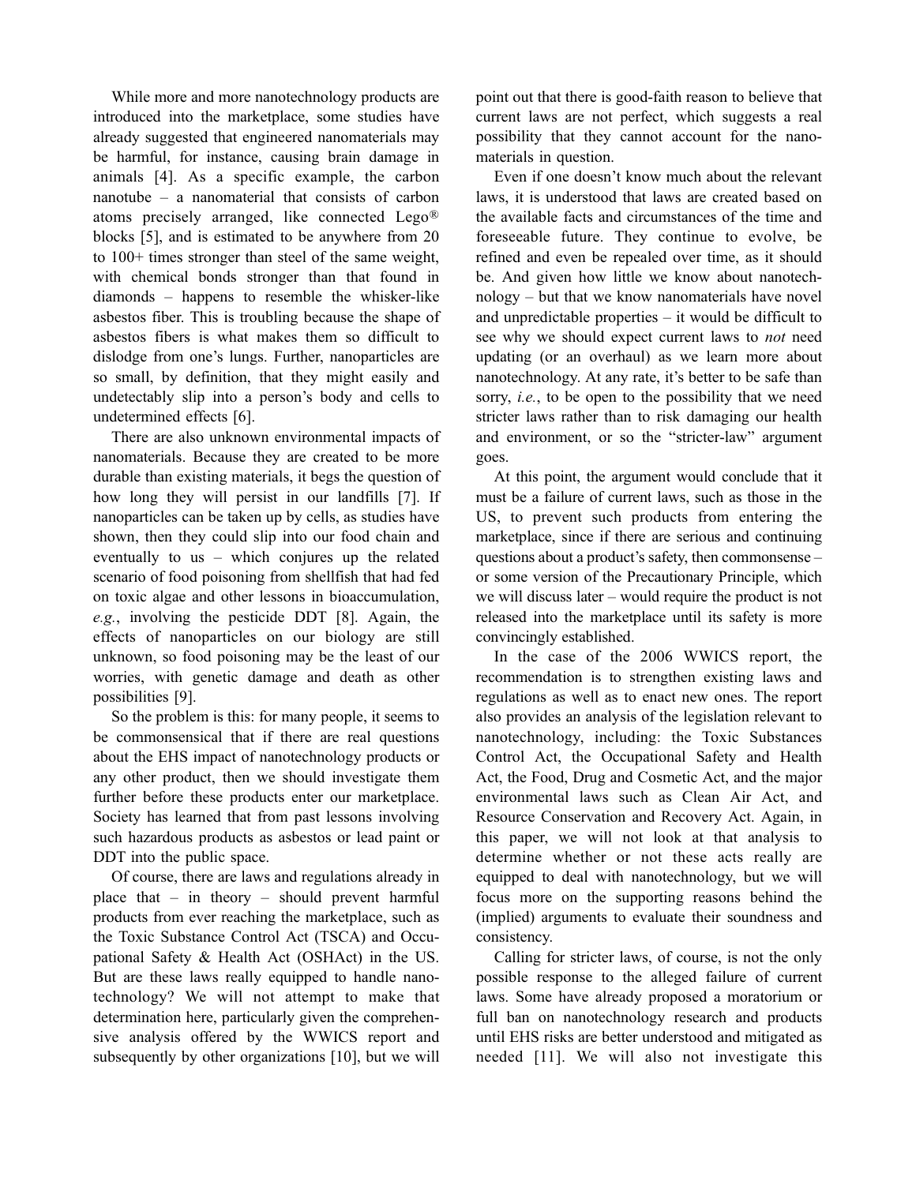While more and more nanotechnology products are introduced into the marketplace, some studies have already suggested that engineered nanomaterials may be harmful, for instance, causing brain damage in animals [4]. As a specific example, the carbon nanotube – a nanomaterial that consists of carbon atoms precisely arranged, like connected Lego® blocks [5], and is estimated to be anywhere from 20 to 100+ times stronger than steel of the same weight, with chemical bonds stronger than that found in diamonds – happens to resemble the whisker-like asbestos fiber. This is troubling because the shape of asbestos fibers is what makes them so difficult to dislodge from one's lungs. Further, nanoparticles are so small, by definition, that they might easily and undetectably slip into a person's body and cells to undetermined effects [6].

There are also unknown environmental impacts of nanomaterials. Because they are created to be more durable than existing materials, it begs the question of how long they will persist in our landfills [7]. If nanoparticles can be taken up by cells, as studies have shown, then they could slip into our food chain and eventually to us – which conjures up the related scenario of food poisoning from shellfish that had fed on toxic algae and other lessons in bioaccumulation, *e.g.*, involving the pesticide DDT [8]. Again, the effects of nanoparticles on our biology are still unknown, so food poisoning may be the least of our worries, with genetic damage and death as other possibilities [9].

So the problem is this: for many people, it seems to be commonsensical that if there are real questions about the EHS impact of nanotechnology products or any other product, then we should investigate them further before these products enter our marketplace. Society has learned that from past lessons involving such hazardous products as asbestos or lead paint or DDT into the public space.

Of course, there are laws and regulations already in place that – in theory – should prevent harmful products from ever reaching the marketplace, such as the Toxic Substance Control Act (TSCA) and Occupational Safety & Health Act (OSHAct) in the US. But are these laws really equipped to handle nanotechnology? We will not attempt to make that determination here, particularly given the comprehensive analysis offered by the WWICS report and subsequently by other organizations [10], but we will point out that there is good-faith reason to believe that current laws are not perfect, which suggests a real possibility that they cannot account for the nanomaterials in question.

Even if one doesn't know much about the relevant laws, it is understood that laws are created based on the available facts and circumstances of the time and foreseeable future. They continue to evolve, be refined and even be repealed over time, as it should be. And given how little we know about nanotechnology – but that we know nanomaterials have novel and unpredictable properties – it would be difficult to see why we should expect current laws to *not* need updating (or an overhaul) as we learn more about nanotechnology. At any rate, it's better to be safe than sorry, *i.e.*, to be open to the possibility that we need stricter laws rather than to risk damaging our health and environment, or so the "stricter-law" argument goes.

At this point, the argument would conclude that it must be a failure of current laws, such as those in the US, to prevent such products from entering the marketplace, since if there are serious and continuing questions about a product's safety, then commonsense – or some version of the Precautionary Principle, which we will discuss later – would require the product is not released into the marketplace until its safety is more convincingly established.

In the case of the 2006 WWICS report, the recommendation is to strengthen existing laws and regulations as well as to enact new ones. The report also provides an analysis of the legislation relevant to nanotechnology, including: the Toxic Substances Control Act, the Occupational Safety and Health Act, the Food, Drug and Cosmetic Act, and the major environmental laws such as Clean Air Act, and Resource Conservation and Recovery Act. Again, in this paper, we will not look at that analysis to determine whether or not these acts really are equipped to deal with nanotechnology, but we will focus more on the supporting reasons behind the (implied) arguments to evaluate their soundness and consistency.

Calling for stricter laws, of course, is not the only possible response to the alleged failure of current laws. Some have already proposed a moratorium or full ban on nanotechnology research and products until EHS risks are better understood and mitigated as needed [11]. We will also not investigate this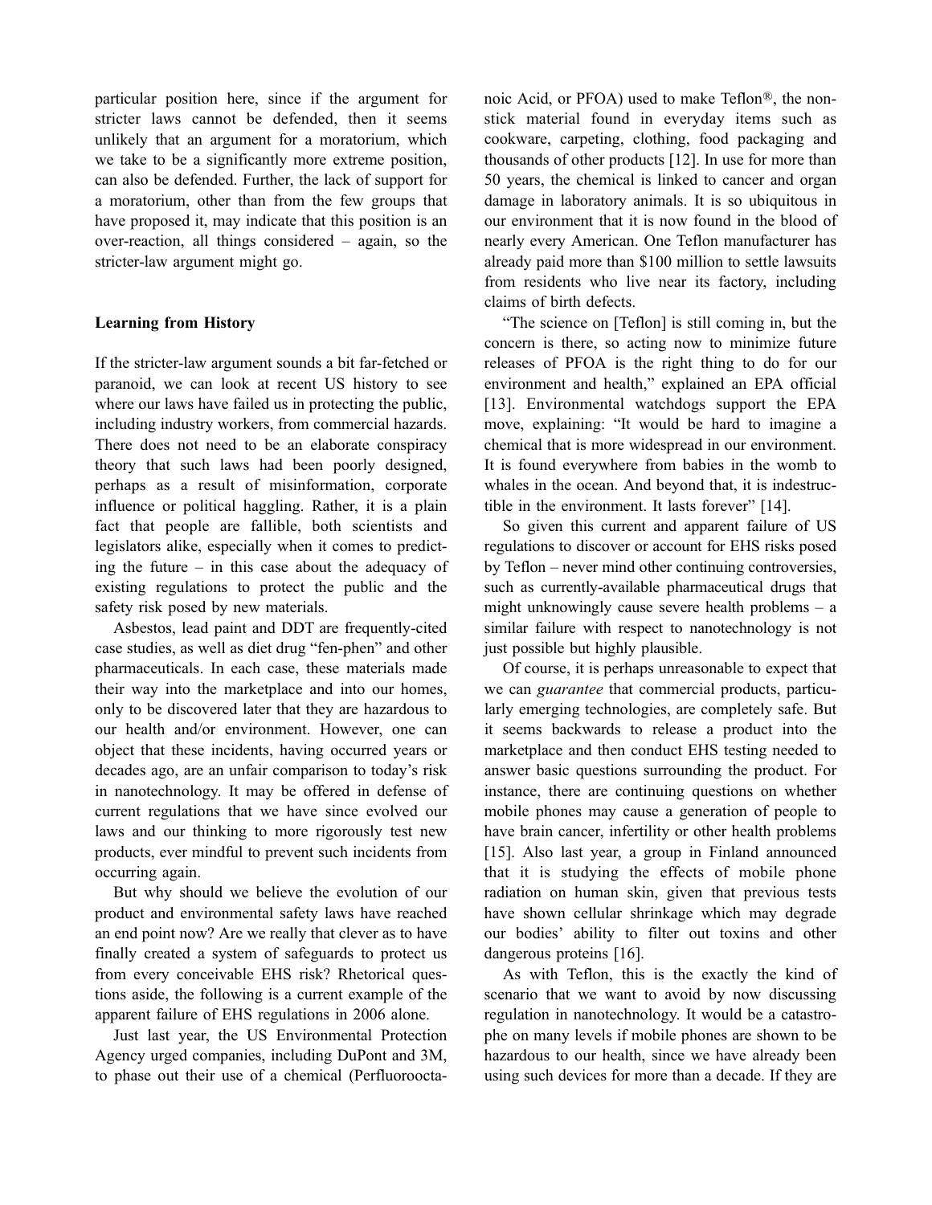particular position here, since if the argument for stricter laws cannot be defended, then it seems unlikely that an argument for a moratorium, which we take to be a significantly more extreme position, can also be defended. Further, the lack of support for a moratorium, other than from the few groups that have proposed it, may indicate that this position is an over-reaction, all things considered – again, so the stricter-law argument might go.

## Learning from History

If the stricter-law argument sounds a bit far-fetched or paranoid, we can look at recent US history to see where our laws have failed us in protecting the public, including industry workers, from commercial hazards. There does not need to be an elaborate conspiracy theory that such laws had been poorly designed, perhaps as a result of misinformation, corporate influence or political haggling. Rather, it is a plain fact that people are fallible, both scientists and legislators alike, especially when it comes to predicting the future – in this case about the adequacy of existing regulations to protect the public and the safety risk posed by new materials.

Asbestos, lead paint and DDT are frequently-cited case studies, as well as diet drug "fen-phen" and other pharmaceuticals. In each case, these materials made their way into the marketplace and into our homes, only to be discovered later that they are hazardous to our health and/or environment. However, one can object that these incidents, having occurred years or decades ago, are an unfair comparison to today's risk in nanotechnology. It may be offered in defense of current regulations that we have since evolved our laws and our thinking to more rigorously test new products, ever mindful to prevent such incidents from occurring again.

But why should we believe the evolution of our product and environmental safety laws have reached an end point now? Are we really that clever as to have finally created a system of safeguards to protect us from every conceivable EHS risk? Rhetorical questions aside, the following is a current example of the apparent failure of EHS regulations in 2006 alone.

Just last year, the US Environmental Protection Agency urged companies, including DuPont and 3M, to phase out their use of a chemical (Perfluorooctanoic Acid, or PFOA) used to make Teflon®, the non-stick material found in everyday items such as cookware, carpeting, clothing, food packaging and thousands of other products [12]. In use for more than 50 years, the chemical is linked to cancer and organ damage in laboratory animals. It is so ubiquitous in our environment that it is now found in the blood of nearly every American. One Teflon manufacturer has already paid more than $100 million to settle lawsuits from residents who live near its factory, including claims of birth defects.

"The science on [Teflon] is still coming in, but the concern is there, so acting now to minimize future releases of PFOA is the right thing to do for our environment and health," explained an EPA official [13]. Environmental watchdogs support the EPA move, explaining: "It would be hard to imagine a chemical that is more widespread in our environment. It is found everywhere from babies in the womb to whales in the ocean. And beyond that, it is indestructible in the environment. It lasts forever" [14].

So given this current and apparent failure of US regulations to discover or account for EHS risks posed by Teflon – never mind other continuing controversies, such as currently-available pharmaceutical drugs that might unknowingly cause severe health problems – a similar failure with respect to nanotechnology is not just possible but highly plausible.

Of course, it is perhaps unreasonable to expect that we can *guarantee* that commercial products, particularly emerging technologies, are completely safe. But it seems backwards to release a product into the marketplace and then conduct EHS testing needed to answer basic questions surrounding the product. For instance, there are continuing questions on whether mobile phones may cause a generation of people to have brain cancer, infertility or other health problems [15]. Also last year, a group in Finland announced that it is studying the effects of mobile phone radiation on human skin, given that previous tests have shown cellular shrinkage which may degrade our bodies' ability to filter out toxins and other dangerous proteins [16].

As with Teflon, this is the exactly the kind of scenario that we want to avoid by now discussing regulation in nanotechnology. It would be a catastrophe on many levels if mobile phones are shown to be hazardous to our health, since we have already been using such devices for more than a decade. If they are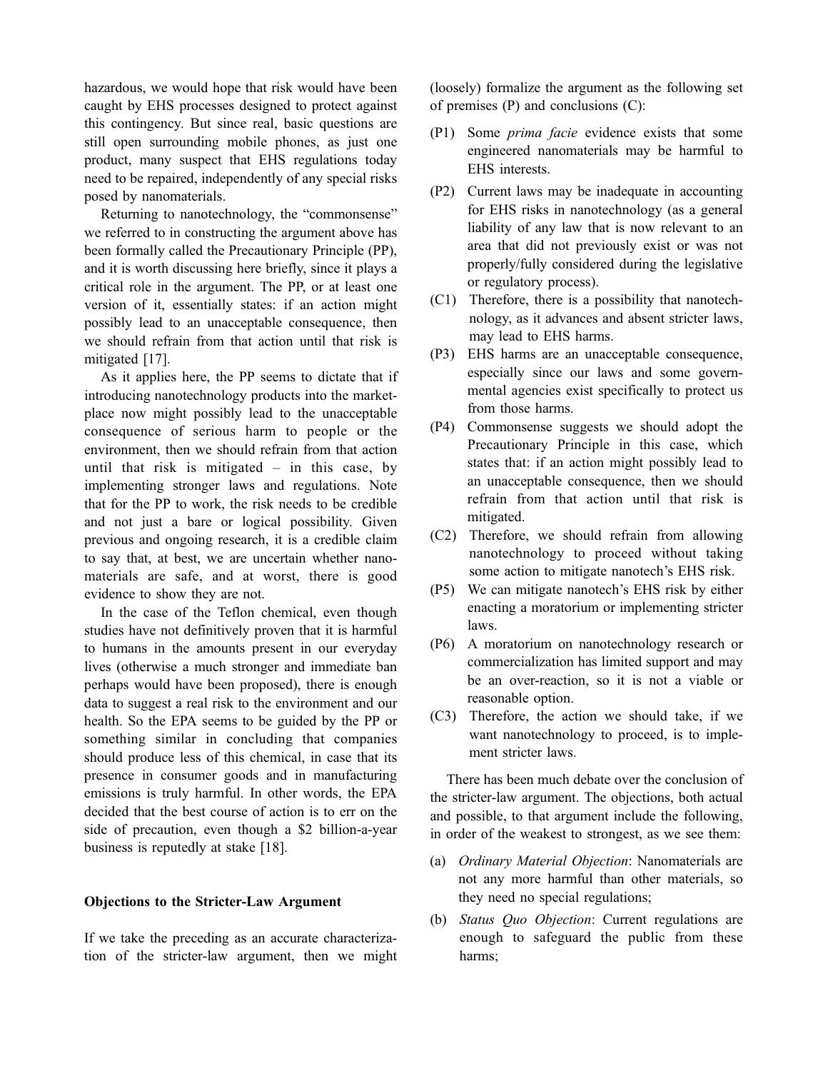hazardous, we would hope that risk would have been caught by EHS processes designed to protect against this contingency. But since real, basic questions are still open surrounding mobile phones, as just one product, many suspect that EHS regulations today need to be repaired, independently of any special risks posed by nanomaterials.

Returning to nanotechnology, the "commonsense" we referred to in constructing the argument above has been formally called the Precautionary Principle (PP), and it is worth discussing here briefly, since it plays a critical role in the argument. The PP, or at least one version of it, essentially states: if an action might possibly lead to an unacceptable consequence, then we should refrain from that action until that risk is mitigated [17].

As it applies here, the PP seems to dictate that if introducing nanotechnology products into the marketplace now might possibly lead to the unacceptable consequence of serious harm to people or the environment, then we should refrain from that action until that risk is mitigated – in this case, by implementing stronger laws and regulations. Note that for the PP to work, the risk needs to be credible and not just a bare or logical possibility. Given previous and ongoing research, it is a credible claim to say that, at best, we are uncertain whether nanomaterials are safe, and at worst, there is good evidence to show they are not.

In the case of the Teflon chemical, even though studies have not definitively proven that it is harmful to humans in the amounts present in our everyday lives (otherwise a much stronger and immediate ban perhaps would have been proposed), there is enough data to suggest a real risk to the environment and our health. So the EPA seems to be guided by the PP or something similar in concluding that companies should produce less of this chemical, in case that its presence in consumer goods and in manufacturing emissions is truly harmful. In other words, the EPA decided that the best course of action is to err on the side of precaution, even though a $2 billion-a-year business is reputedly at stake [18].

## Objections to the Stricter-Law Argument

If we take the preceding as an accurate characterization of the stricter-law argument, then we might (loosely) formalize the argument as the following set of premises (P) and conclusions (C):

- (P1) Some *prima facie* evidence exists that some engineered nanomaterials may be harmful to EHS interests.
- (P2) Current laws may be inadequate in accounting for EHS risks in nanotechnology (as a general liability of any law that is now relevant to an area that did not previously exist or was not properly/fully considered during the legislative or regulatory process).
- (C1) Therefore, there is a possibility that nanotechnology, as it advances and absent stricter laws, may lead to EHS harms.
- (P3) EHS harms are an unacceptable consequence, especially since our laws and some governmental agencies exist specifically to protect us from those harms.
- (P4) Commonsense suggests we should adopt the Precautionary Principle in this case, which states that: if an action might possibly lead to an unacceptable consequence, then we should refrain from that action until that risk is mitigated.
- (C2) Therefore, we should refrain from allowing nanotechnology to proceed without taking some action to mitigate nanotech's EHS risk.
- (P5) We can mitigate nanotech's EHS risk by either enacting a moratorium or implementing stricter laws.
- (P6) A moratorium on nanotechnology research or commercialization has limited support and may be an over-reaction, so it is not a viable or reasonable option.
- (C3) Therefore, the action we should take, if we want nanotechnology to proceed, is to implement stricter laws.

There has been much debate over the conclusion of the stricter-law argument. The objections, both actual and possible, to that argument include the following, in order of the weakest to strongest, as we see them:

- (a) *Ordinary Material Objection*: Nanomaterials are not any more harmful than other materials, so they need no special regulations;
- (b) *Status Quo Objection*: Current regulations are enough to safeguard the public from these harms;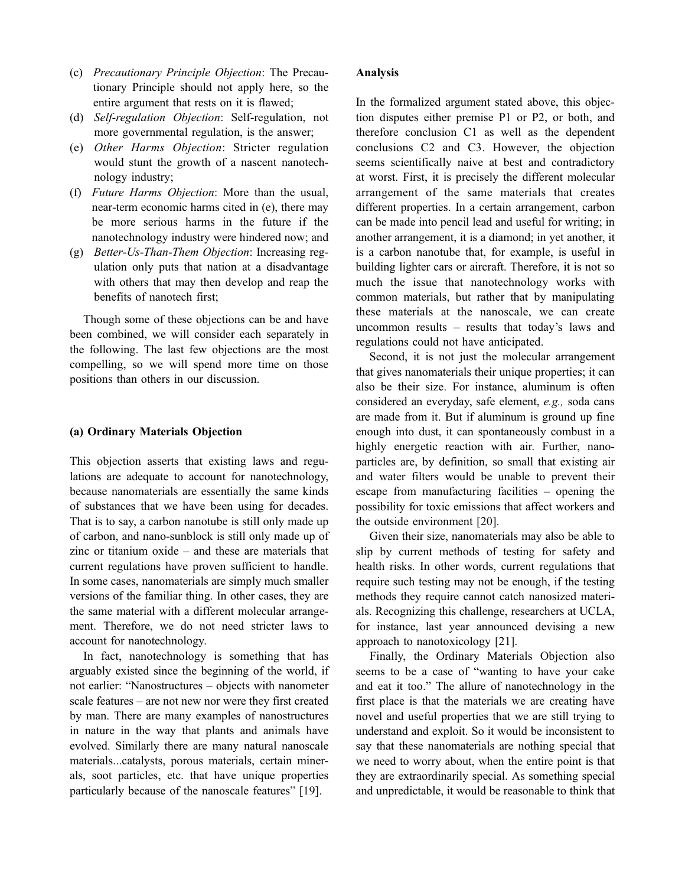(c) *Precautionary Principle Objection*: The Precautionary Principle should not apply here, so the entire argument that rests on it is flawed;
(d) *Self-regulation Objection*: Self-regulation, not more governmental regulation, is the answer;
(e) *Other Harms Objection*: Stricter regulation would stunt the growth of a nascent nanotechnology industry;
(f) *Future Harms Objection*: More than the usual, near-term economic harms cited in (e), there may be more serious harms in the future if the nanotechnology industry were hindered now; and
(g) *Better-Us-Than-Them Objection*: Increasing regulation only puts that nation at a disadvantage with others that may then develop and reap the benefits of nanotech first;

Though some of these objections can be and have been combined, we will consider each separately in the following. The last few objections are the most compelling, so we will spend more time on those positions than others in our discussion.

### (a) Ordinary Materials Objection

This objection asserts that existing laws and regulations are adequate to account for nanotechnology, because nanomaterials are essentially the same kinds of substances that we have been using for decades. That is to say, a carbon nanotube is still only made up of carbon, and nano-sunblock is still only made up of zinc or titanium oxide – and these are materials that current regulations have proven sufficient to handle. In some cases, nanomaterials are simply much smaller versions of the familiar thing. In other cases, they are the same material with a different molecular arrangement. Therefore, we do not need stricter laws to account for nanotechnology.

In fact, nanotechnology is something that has arguably existed since the beginning of the world, if not earlier: "Nanostructures – objects with nanometer scale features – are not new nor were they first created by man. There are many examples of nanostructures in nature in the way that plants and animals have evolved. Similarly there are many natural nanoscale materials...catalysts, porous materials, certain minerals, soot particles, etc. that have unique properties particularly because of the nanoscale features" [19].

#### Analysis

In the formalized argument stated above, this objection disputes either premise P1 or P2, or both, and therefore conclusion C1 as well as the dependent conclusions C2 and C3. However, the objection seems scientifically naive at best and contradictory at worst. First, it is precisely the different molecular arrangement of the same materials that creates different properties. In a certain arrangement, carbon can be made into pencil lead and useful for writing; in another arrangement, it is a diamond; in yet another, it is a carbon nanotube that, for example, is useful in building lighter cars or aircraft. Therefore, it is not so much the issue that nanotechnology works with common materials, but rather that by manipulating these materials at the nanoscale, we can create uncommon results – results that today's laws and regulations could not have anticipated.

Second, it is not just the molecular arrangement that gives nanomaterials their unique properties; it can also be their size. For instance, aluminum is often considered an everyday, safe element, *e.g.,* soda cans are made from it. But if aluminum is ground up fine enough into dust, it can spontaneously combust in a highly energetic reaction with air. Further, nanoparticles are, by definition, so small that existing air and water filters would be unable to prevent their escape from manufacturing facilities – opening the possibility for toxic emissions that affect workers and the outside environment [20].

Given their size, nanomaterials may also be able to slip by current methods of testing for safety and health risks. In other words, current regulations that require such testing may not be enough, if the testing methods they require cannot catch nanosized materials. Recognizing this challenge, researchers at UCLA, for instance, last year announced devising a new approach to nanotoxicology [21].

Finally, the Ordinary Materials Objection also seems to be a case of "wanting to have your cake and eat it too." The allure of nanotechnology in the first place is that the materials we are creating have novel and useful properties that we are still trying to understand and exploit. So it would be inconsistent to say that these nanomaterials are nothing special that we need to worry about, when the entire point is that they are extraordinarily special. As something special and unpredictable, it would be reasonable to think that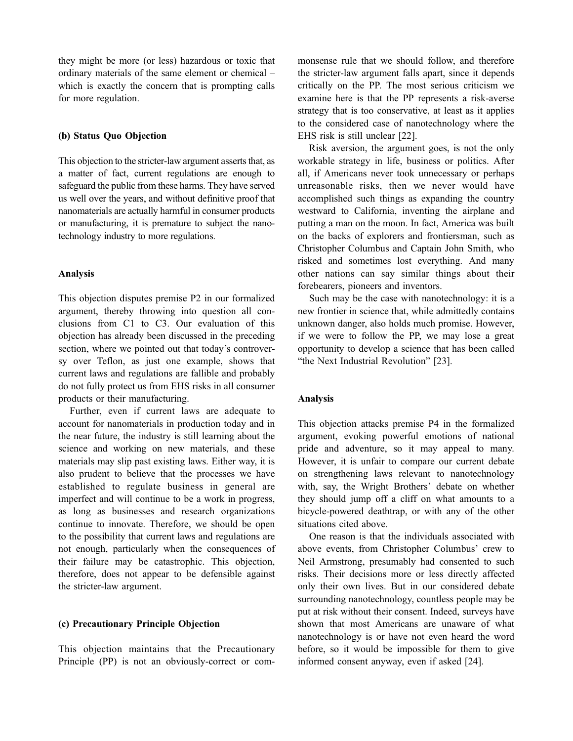they might be more (or less) hazardous or toxic that ordinary materials of the same element or chemical – which is exactly the concern that is prompting calls for more regulation.

### (b) Status Quo Objection

This objection to the stricter-law argument asserts that, as a matter of fact, current regulations are enough to safeguard the public from these harms. They have served us well over the years, and without definitive proof that nanomaterials are actually harmful in consumer products or manufacturing, it is premature to subject the nanotechnology industry to more regulations.

### Analysis

This objection disputes premise P2 in our formalized argument, thereby throwing into question all conclusions from C1 to C3. Our evaluation of this objection has already been discussed in the preceding section, where we pointed out that today's controversy over Teflon, as just one example, shows that current laws and regulations are fallible and probably do not fully protect us from EHS risks in all consumer products or their manufacturing.

Further, even if current laws are adequate to account for nanomaterials in production today and in the near future, the industry is still learning about the science and working on new materials, and these materials may slip past existing laws. Either way, it is also prudent to believe that the processes we have established to regulate business in general are imperfect and will continue to be a work in progress, as long as businesses and research organizations continue to innovate. Therefore, we should be open to the possibility that current laws and regulations are not enough, particularly when the consequences of their failure may be catastrophic. This objection, therefore, does not appear to be defensible against the stricter-law argument.

### (c) Precautionary Principle Objection

This objection maintains that the Precautionary Principle (PP) is not an obviously-correct or commonsense rule that we should follow, and therefore the stricter-law argument falls apart, since it depends critically on the PP. The most serious criticism we examine here is that the PP represents a risk-averse strategy that is too conservative, at least as it applies to the considered case of nanotechnology where the EHS risk is still unclear [22].

Risk aversion, the argument goes, is not the only workable strategy in life, business or politics. After all, if Americans never took unnecessary or perhaps unreasonable risks, then we never would have accomplished such things as expanding the country westward to California, inventing the airplane and putting a man on the moon. In fact, America was built on the backs of explorers and frontiersman, such as Christopher Columbus and Captain John Smith, who risked and sometimes lost everything. And many other nations can say similar things about their forebearers, pioneers and inventors.

Such may be the case with nanotechnology: it is a new frontier in science that, while admittedly contains unknown danger, also holds much promise. However, if we were to follow the PP, we may lose a great opportunity to develop a science that has been called "the Next Industrial Revolution" [23].

### Analysis

This objection attacks premise P4 in the formalized argument, evoking powerful emotions of national pride and adventure, so it may appeal to many. However, it is unfair to compare our current debate on strengthening laws relevant to nanotechnology with, say, the Wright Brothers' debate on whether they should jump off a cliff on what amounts to a bicycle-powered deathtrap, or with any of the other situations cited above.

One reason is that the individuals associated with above events, from Christopher Columbus' crew to Neil Armstrong, presumably had consented to such risks. Their decisions more or less directly affected only their own lives. But in our considered debate surrounding nanotechnology, countless people may be put at risk without their consent. Indeed, surveys have shown that most Americans are unaware of what nanotechnology is or have not even heard the word before, so it would be impossible for them to give informed consent anyway, even if asked [24].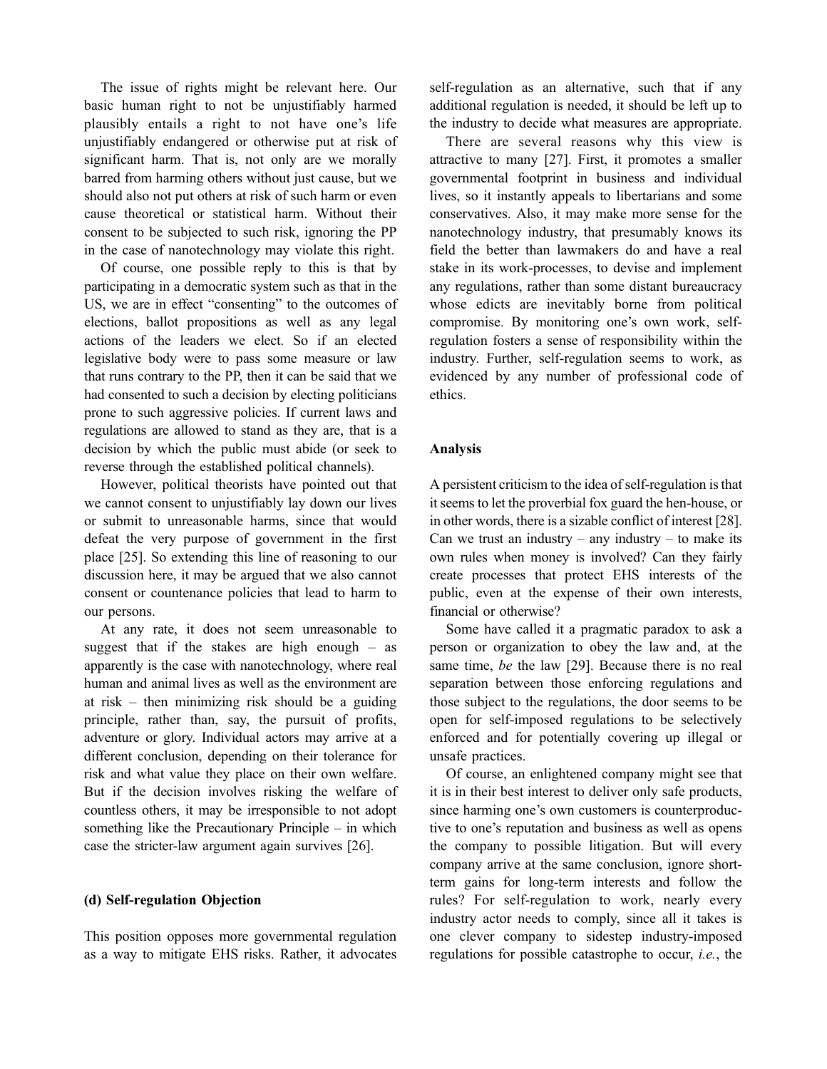The issue of rights might be relevant here. Our basic human right to not be unjustifiably harmed plausibly entails a right to not have one's life unjustifiably endangered or otherwise put at risk of significant harm. That is, not only are we morally barred from harming others without just cause, but we should also not put others at risk of such harm or even cause theoretical or statistical harm. Without their consent to be subjected to such risk, ignoring the PP in the case of nanotechnology may violate this right.

Of course, one possible reply to this is that by participating in a democratic system such as that in the US, we are in effect "consenting" to the outcomes of elections, ballot propositions as well as any legal actions of the leaders we elect. So if an elected legislative body were to pass some measure or law that runs contrary to the PP, then it can be said that we had consented to such a decision by electing politicians prone to such aggressive policies. If current laws and regulations are allowed to stand as they are, that is a decision by which the public must abide (or seek to reverse through the established political channels).

However, political theorists have pointed out that we cannot consent to unjustifiably lay down our lives or submit to unreasonable harms, since that would defeat the very purpose of government in the first place [25]. So extending this line of reasoning to our discussion here, it may be argued that we also cannot consent or countenance policies that lead to harm to our persons.

At any rate, it does not seem unreasonable to suggest that if the stakes are high enough – as apparently is the case with nanotechnology, where real human and animal lives as well as the environment are at risk – then minimizing risk should be a guiding principle, rather than, say, the pursuit of profits, adventure or glory. Individual actors may arrive at a different conclusion, depending on their tolerance for risk and what value they place on their own welfare. But if the decision involves risking the welfare of countless others, it may be irresponsible to not adopt something like the Precautionary Principle – in which case the stricter-law argument again survives [26].

#### (d) Self-regulation Objection

This position opposes more governmental regulation as a way to mitigate EHS risks. Rather, it advocates self-regulation as an alternative, such that if any additional regulation is needed, it should be left up to the industry to decide what measures are appropriate.

There are several reasons why this view is attractive to many [27]. First, it promotes a smaller governmental footprint in business and individual lives, so it instantly appeals to libertarians and some conservatives. Also, it may make more sense for the nanotechnology industry, that presumably knows its field the better than lawmakers do and have a real stake in its work-processes, to devise and implement any regulations, rather than some distant bureaucracy whose edicts are inevitably borne from political compromise. By monitoring one's own work, self-regulation fosters a sense of responsibility within the industry. Further, self-regulation seems to work, as evidenced by any number of professional code of ethics.

#### Analysis

A persistent criticism to the idea of self-regulation is that it seems to let the proverbial fox guard the hen-house, or in other words, there is a sizable conflict of interest [28]. Can we trust an industry – any industry – to make its own rules when money is involved? Can they fairly create processes that protect EHS interests of the public, even at the expense of their own interests, financial or otherwise?

Some have called it a pragmatic paradox to ask a person or organization to obey the law and, at the same time, *be* the law [29]. Because there is no real separation between those enforcing regulations and those subject to the regulations, the door seems to be open for self-imposed regulations to be selectively enforced and for potentially covering up illegal or unsafe practices.

Of course, an enlightened company might see that it is in their best interest to deliver only safe products, since harming one's own customers is counterproductive to one's reputation and business as well as opens the company to possible litigation. But will every company arrive at the same conclusion, ignore short-term gains for long-term interests and follow the rules? For self-regulation to work, nearly every industry actor needs to comply, since all it takes is one clever company to sidestep industry-imposed regulations for possible catastrophe to occur, *i.e.*, the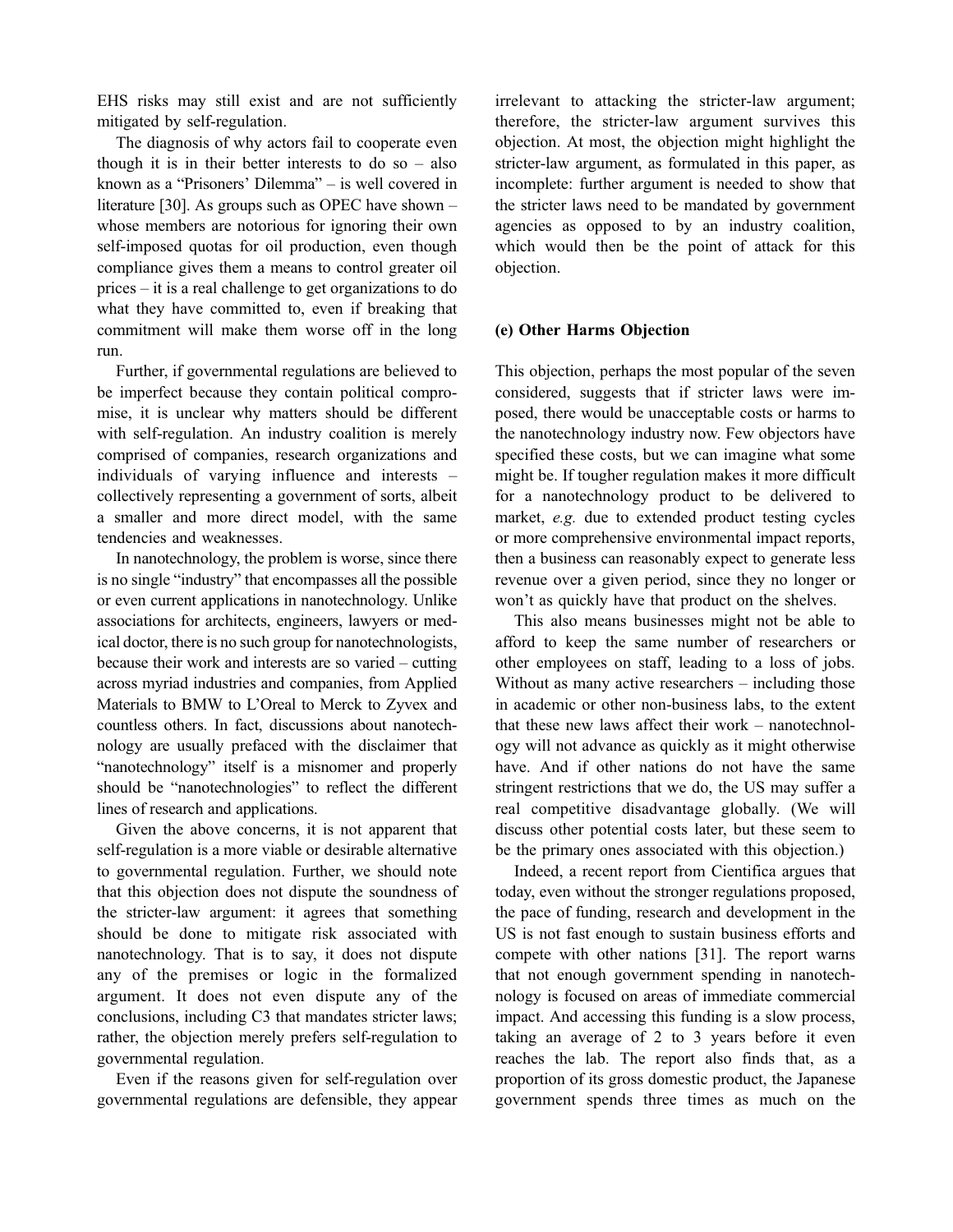EHS risks may still exist and are not sufficiently mitigated by self-regulation.

The diagnosis of why actors fail to cooperate even though it is in their better interests to do so – also known as a "Prisoners' Dilemma" – is well covered in literature [30]. As groups such as OPEC have shown – whose members are notorious for ignoring their own self-imposed quotas for oil production, even though compliance gives them a means to control greater oil prices – it is a real challenge to get organizations to do what they have committed to, even if breaking that commitment will make them worse off in the long run.

Further, if governmental regulations are believed to be imperfect because they contain political compromise, it is unclear why matters should be different with self-regulation. An industry coalition is merely comprised of companies, research organizations and individuals of varying influence and interests – collectively representing a government of sorts, albeit a smaller and more direct model, with the same tendencies and weaknesses.

In nanotechnology, the problem is worse, since there is no single "industry" that encompasses all the possible or even current applications in nanotechnology. Unlike associations for architects, engineers, lawyers or medical doctor, there is no such group for nanotechnologists, because their work and interests are so varied – cutting across myriad industries and companies, from Applied Materials to BMW to L'Oreal to Merck to Zyvex and countless others. In fact, discussions about nanotechnology are usually prefaced with the disclaimer that "nanotechnology" itself is a misnomer and properly should be "nanotechnologies" to reflect the different lines of research and applications.

Given the above concerns, it is not apparent that self-regulation is a more viable or desirable alternative to governmental regulation. Further, we should note that this objection does not dispute the soundness of the stricter-law argument: it agrees that something should be done to mitigate risk associated with nanotechnology. That is to say, it does not dispute any of the premises or logic in the formalized argument. It does not even dispute any of the conclusions, including C3 that mandates stricter laws; rather, the objection merely prefers self-regulation to governmental regulation.

Even if the reasons given for self-regulation over governmental regulations are defensible, they appear irrelevant to attacking the stricter-law argument; therefore, the stricter-law argument survives this objection. At most, the objection might highlight the stricter-law argument, as formulated in this paper, as incomplete: further argument is needed to show that the stricter laws need to be mandated by government agencies as opposed to by an industry coalition, which would then be the point of attack for this objection.

#### (e) Other Harms Objection

This objection, perhaps the most popular of the seven considered, suggests that if stricter laws were imposed, there would be unacceptable costs or harms to the nanotechnology industry now. Few objectors have specified these costs, but we can imagine what some might be. If tougher regulation makes it more difficult for a nanotechnology product to be delivered to market, *e.g.* due to extended product testing cycles or more comprehensive environmental impact reports, then a business can reasonably expect to generate less revenue over a given period, since they no longer or won't as quickly have that product on the shelves.

This also means businesses might not be able to afford to keep the same number of researchers or other employees on staff, leading to a loss of jobs. Without as many active researchers – including those in academic or other non-business labs, to the extent that these new laws affect their work – nanotechnology will not advance as quickly as it might otherwise have. And if other nations do not have the same stringent restrictions that we do, the US may suffer a real competitive disadvantage globally. (We will discuss other potential costs later, but these seem to be the primary ones associated with this objection.)

Indeed, a recent report from Cientifica argues that today, even without the stronger regulations proposed, the pace of funding, research and development in the US is not fast enough to sustain business efforts and compete with other nations [31]. The report warns that not enough government spending in nanotechnology is focused on areas of immediate commercial impact. And accessing this funding is a slow process, taking an average of 2 to 3 years before it even reaches the lab. The report also finds that, as a proportion of its gross domestic product, the Japanese government spends three times as much on the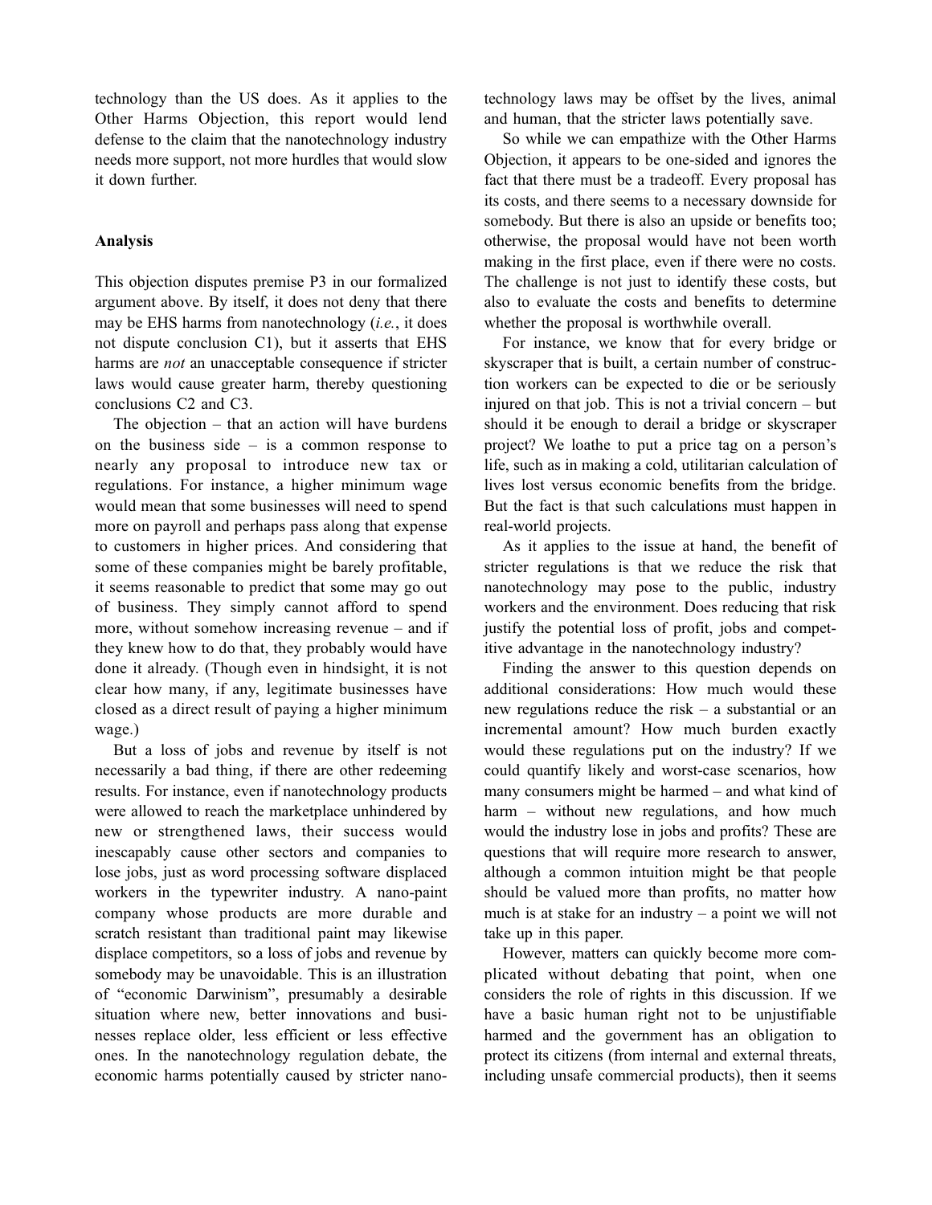technology than the US does. As it applies to the Other Harms Objection, this report would lend defense to the claim that the nanotechnology industry needs more support, not more hurdles that would slow it down further.

## Analysis

This objection disputes premise P3 in our formalized argument above. By itself, it does not deny that there may be EHS harms from nanotechnology (*i.e.*, it does not dispute conclusion C1), but it asserts that EHS harms are *not* an unacceptable consequence if stricter laws would cause greater harm, thereby questioning conclusions C2 and C3.

The objection – that an action will have burdens on the business side – is a common response to nearly any proposal to introduce new tax or regulations. For instance, a higher minimum wage would mean that some businesses will need to spend more on payroll and perhaps pass along that expense to customers in higher prices. And considering that some of these companies might be barely profitable, it seems reasonable to predict that some may go out of business. They simply cannot afford to spend more, without somehow increasing revenue – and if they knew how to do that, they probably would have done it already. (Though even in hindsight, it is not clear how many, if any, legitimate businesses have closed as a direct result of paying a higher minimum wage.)

But a loss of jobs and revenue by itself is not necessarily a bad thing, if there are other redeeming results. For instance, even if nanotechnology products were allowed to reach the marketplace unhindered by new or strengthened laws, their success would inescapably cause other sectors and companies to lose jobs, just as word processing software displaced workers in the typewriter industry. A nano-paint company whose products are more durable and scratch resistant than traditional paint may likewise displace competitors, so a loss of jobs and revenue by somebody may be unavoidable. This is an illustration of "economic Darwinism", presumably a desirable situation where new, better innovations and businesses replace older, less efficient or less effective ones. In the nanotechnology regulation debate, the economic harms potentially caused by stricter nanotechnology laws may be offset by the lives, animal and human, that the stricter laws potentially save.

So while we can empathize with the Other Harms Objection, it appears to be one-sided and ignores the fact that there must be a tradeoff. Every proposal has its costs, and there seems to a necessary downside for somebody. But there is also an upside or benefits too; otherwise, the proposal would have not been worth making in the first place, even if there were no costs. The challenge is not just to identify these costs, but also to evaluate the costs and benefits to determine whether the proposal is worthwhile overall.

For instance, we know that for every bridge or skyscraper that is built, a certain number of construction workers can be expected to die or be seriously injured on that job. This is not a trivial concern – but should it be enough to derail a bridge or skyscraper project? We loathe to put a price tag on a person's life, such as in making a cold, utilitarian calculation of lives lost versus economic benefits from the bridge. But the fact is that such calculations must happen in real-world projects.

As it applies to the issue at hand, the benefit of stricter regulations is that we reduce the risk that nanotechnology may pose to the public, industry workers and the environment. Does reducing that risk justify the potential loss of profit, jobs and competitive advantage in the nanotechnology industry?

Finding the answer to this question depends on additional considerations: How much would these new regulations reduce the risk – a substantial or an incremental amount? How much burden exactly would these regulations put on the industry? If we could quantify likely and worst-case scenarios, how many consumers might be harmed – and what kind of harm – without new regulations, and how much would the industry lose in jobs and profits? These are questions that will require more research to answer, although a common intuition might be that people should be valued more than profits, no matter how much is at stake for an industry – a point we will not take up in this paper.

However, matters can quickly become more complicated without debating that point, when one considers the role of rights in this discussion. If we have a basic human right not to be unjustifiable harmed and the government has an obligation to protect its citizens (from internal and external threats, including unsafe commercial products), then it seems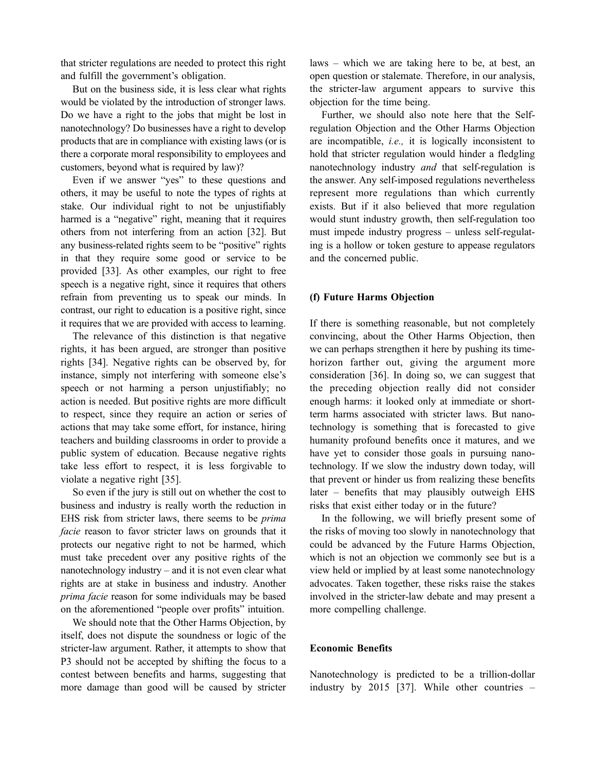that stricter regulations are needed to protect this right and fulfill the government's obligation.

But on the business side, it is less clear what rights would be violated by the introduction of stronger laws. Do we have a right to the jobs that might be lost in nanotechnology? Do businesses have a right to develop products that are in compliance with existing laws (or is there a corporate moral responsibility to employees and customers, beyond what is required by law)?

Even if we answer "yes" to these questions and others, it may be useful to note the types of rights at stake. Our individual right to not be unjustifiably harmed is a "negative" right, meaning that it requires others from not interfering from an action [32]. But any business-related rights seem to be "positive" rights in that they require some good or service to be provided [33]. As other examples, our right to free speech is a negative right, since it requires that others refrain from preventing us to speak our minds. In contrast, our right to education is a positive right, since it requires that we are provided with access to learning.

The relevance of this distinction is that negative rights, it has been argued, are stronger than positive rights [34]. Negative rights can be observed by, for instance, simply not interfering with someone else's speech or not harming a person unjustifiably; no action is needed. But positive rights are more difficult to respect, since they require an action or series of actions that may take some effort, for instance, hiring teachers and building classrooms in order to provide a public system of education. Because negative rights take less effort to respect, it is less forgivable to violate a negative right [35].

So even if the jury is still out on whether the cost to business and industry is really worth the reduction in EHS risk from stricter laws, there seems to be *prima facie* reason to favor stricter laws on grounds that it protects our negative right to not be harmed, which must take precedent over any positive rights of the nanotechnology industry – and it is not even clear what rights are at stake in business and industry. Another *prima facie* reason for some individuals may be based on the aforementioned "people over profits" intuition.

We should note that the Other Harms Objection, by itself, does not dispute the soundness or logic of the stricter-law argument. Rather, it attempts to show that P3 should not be accepted by shifting the focus to a contest between benefits and harms, suggesting that more damage than good will be caused by stricter laws – which we are taking here to be, at best, an open question or stalemate. Therefore, in our analysis, the stricter-law argument appears to survive this objection for the time being.

Further, we should also note here that the Self-regulation Objection and the Other Harms Objection are incompatible, *i.e.,* it is logically inconsistent to hold that stricter regulation would hinder a fledgling nanotechnology industry *and* that self-regulation is the answer. Any self-imposed regulations nevertheless represent more regulations than which currently exists. But if it also believed that more regulation would stunt industry growth, then self-regulation too must impede industry progress – unless self-regulating is a hollow or token gesture to appease regulators and the concerned public.

### (f) Future Harms Objection

If there is something reasonable, but not completely convincing, about the Other Harms Objection, then we can perhaps strengthen it here by pushing its time-horizon farther out, giving the argument more consideration [36]. In doing so, we can suggest that the preceding objection really did not consider enough harms: it looked only at immediate or short-term harms associated with stricter laws. But nanotechnology is something that is forecasted to give humanity profound benefits once it matures, and we have yet to consider those goals in pursuing nanotechnology. If we slow the industry down today, will that prevent or hinder us from realizing these benefits later – benefits that may plausibly outweigh EHS risks that exist either today or in the future?

In the following, we will briefly present some of the risks of moving too slowly in nanotechnology that could be advanced by the Future Harms Objection, which is not an objection we commonly see but is a view held or implied by at least some nanotechnology advocates. Taken together, these risks raise the stakes involved in the stricter-law debate and may present a more compelling challenge.

#### Economic Benefits

Nanotechnology is predicted to be a trillion-dollar industry by 2015 [37]. While other countries –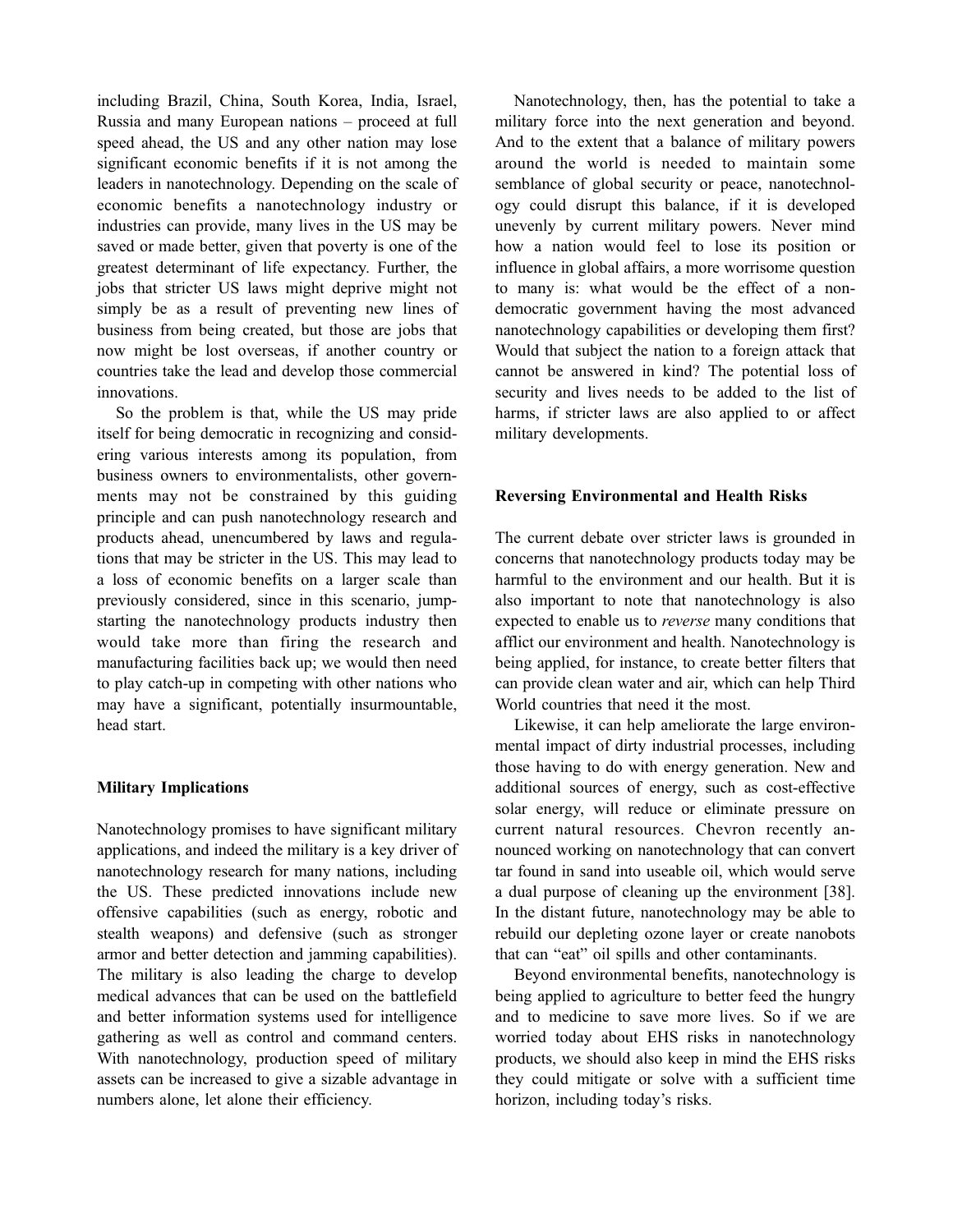including Brazil, China, South Korea, India, Israel, Russia and many European nations – proceed at full speed ahead, the US and any other nation may lose significant economic benefits if it is not among the leaders in nanotechnology. Depending on the scale of economic benefits a nanotechnology industry or industries can provide, many lives in the US may be saved or made better, given that poverty is one of the greatest determinant of life expectancy. Further, the jobs that stricter US laws might deprive might not simply be as a result of preventing new lines of business from being created, but those are jobs that now might be lost overseas, if another country or countries take the lead and develop those commercial innovations.

So the problem is that, while the US may pride itself for being democratic in recognizing and considering various interests among its population, from business owners to environmentalists, other governments may not be constrained by this guiding principle and can push nanotechnology research and products ahead, unencumbered by laws and regulations that may be stricter in the US. This may lead to a loss of economic benefits on a larger scale than previously considered, since in this scenario, jump-starting the nanotechnology products industry then would take more than firing the research and manufacturing facilities back up; we would then need to play catch-up in competing with other nations who may have a significant, potentially insurmountable, head start.

## Military Implications

Nanotechnology promises to have significant military applications, and indeed the military is a key driver of nanotechnology research for many nations, including the US. These predicted innovations include new offensive capabilities (such as energy, robotic and stealth weapons) and defensive (such as stronger armor and better detection and jamming capabilities). The military is also leading the charge to develop medical advances that can be used on the battlefield and better information systems used for intelligence gathering as well as control and command centers. With nanotechnology, production speed of military assets can be increased to give a sizable advantage in numbers alone, let alone their efficiency.

Nanotechnology, then, has the potential to take a military force into the next generation and beyond. And to the extent that a balance of military powers around the world is needed to maintain some semblance of global security or peace, nanotechnology could disrupt this balance, if it is developed unevenly by current military powers. Never mind how a nation would feel to lose its position or influence in global affairs, a more worrisome question to many is: what would be the effect of a non-democratic government having the most advanced nanotechnology capabilities or developing them first? Would that subject the nation to a foreign attack that cannot be answered in kind? The potential loss of security and lives needs to be added to the list of harms, if stricter laws are also applied to or affect military developments.

## Reversing Environmental and Health Risks

The current debate over stricter laws is grounded in concerns that nanotechnology products today may be harmful to the environment and our health. But it is also important to note that nanotechnology is also expected to enable us to *reverse* many conditions that afflict our environment and health. Nanotechnology is being applied, for instance, to create better filters that can provide clean water and air, which can help Third World countries that need it the most.

Likewise, it can help ameliorate the large environmental impact of dirty industrial processes, including those having to do with energy generation. New and additional sources of energy, such as cost-effective solar energy, will reduce or eliminate pressure on current natural resources. Chevron recently announced working on nanotechnology that can convert tar found in sand into useable oil, which would serve a dual purpose of cleaning up the environment [38]. In the distant future, nanotechnology may be able to rebuild our depleting ozone layer or create nanobots that can "eat" oil spills and other contaminants.

Beyond environmental benefits, nanotechnology is being applied to agriculture to better feed the hungry and to medicine to save more lives. So if we are worried today about EHS risks in nanotechnology products, we should also keep in mind the EHS risks they could mitigate or solve with a sufficient time horizon, including today's risks.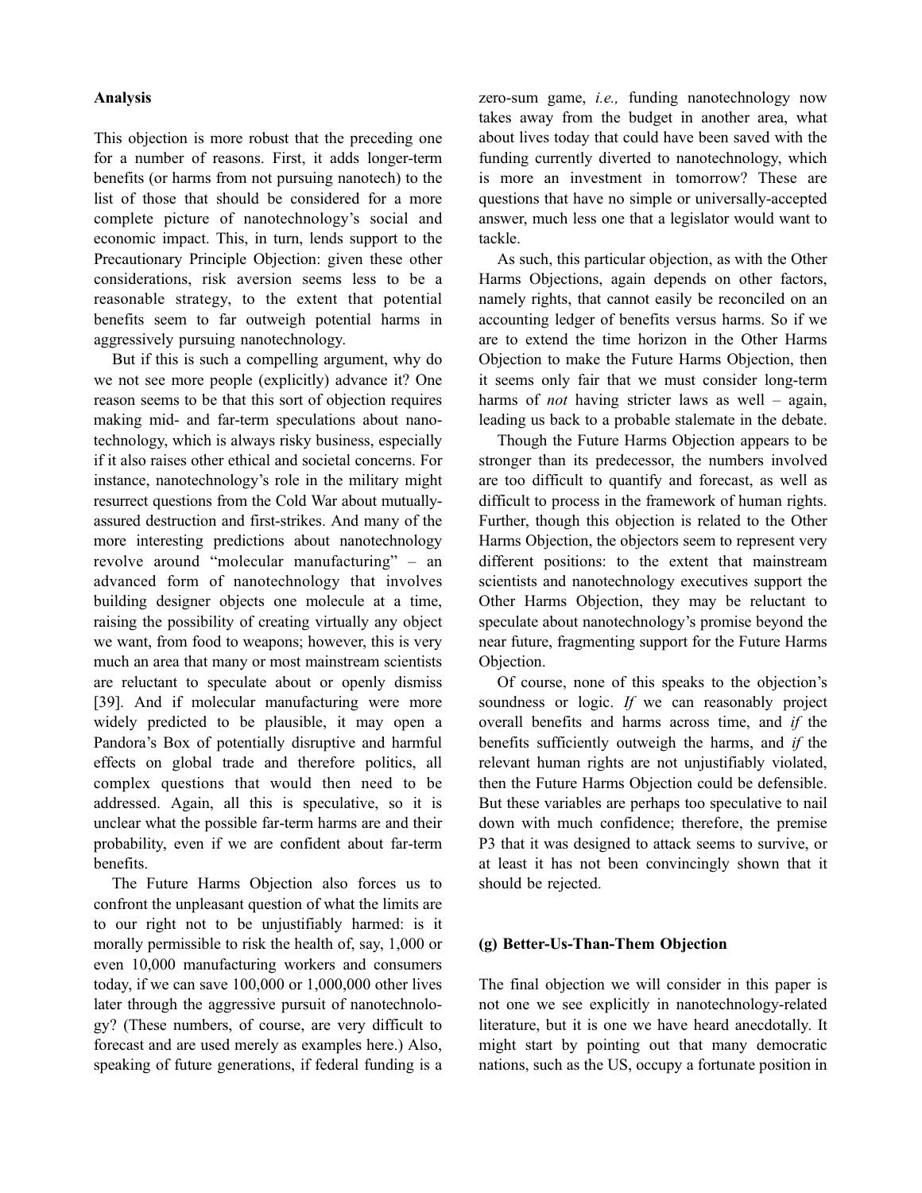**Analysis**

This objection is more robust that the preceding one for a number of reasons. First, it adds longer-term benefits (or harms from not pursuing nanotech) to the list of those that should be considered for a more complete picture of nanotechnology's social and economic impact. This, in turn, lends support to the Precautionary Principle Objection: given these other considerations, risk aversion seems less to be a reasonable strategy, to the extent that potential benefits seem to far outweigh potential harms in aggressively pursuing nanotechnology.

But if this is such a compelling argument, why do we not see more people (explicitly) advance it? One reason seems to be that this sort of objection requires making mid- and far-term speculations about nanotechnology, which is always risky business, especially if it also raises other ethical and societal concerns. For instance, nanotechnology's role in the military might resurrect questions from the Cold War about mutually-assured destruction and first-strikes. And many of the more interesting predictions about nanotechnology revolve around "molecular manufacturing" – an advanced form of nanotechnology that involves building designer objects one molecule at a time, raising the possibility of creating virtually any object we want, from food to weapons; however, this is very much an area that many or most mainstream scientists are reluctant to speculate about or openly dismiss [39]. And if molecular manufacturing were more widely predicted to be plausible, it may open a Pandora's Box of potentially disruptive and harmful effects on global trade and therefore politics, all complex questions that would then need to be addressed. Again, all this is speculative, so it is unclear what the possible far-term harms are and their probability, even if we are confident about far-term benefits.

The Future Harms Objection also forces us to confront the unpleasant question of what the limits are to our right not to be unjustifiably harmed: is it morally permissible to risk the health of, say, 1,000 or even 10,000 manufacturing workers and consumers today, if we can save 100,000 or 1,000,000 other lives later through the aggressive pursuit of nanotechnology? (These numbers, of course, are very difficult to forecast and are used merely as examples here.) Also, speaking of future generations, if federal funding is a zero-sum game, *i.e.,* funding nanotechnology now takes away from the budget in another area, what about lives today that could have been saved with the funding currently diverted to nanotechnology, which is more an investment in tomorrow? These are questions that have no simple or universally-accepted answer, much less one that a legislator would want to tackle.

As such, this particular objection, as with the Other Harms Objections, again depends on other factors, namely rights, that cannot easily be reconciled on an accounting ledger of benefits versus harms. So if we are to extend the time horizon in the Other Harms Objection to make the Future Harms Objection, then it seems only fair that we must consider long-term harms of *not* having stricter laws as well – again, leading us back to a probable stalemate in the debate.

Though the Future Harms Objection appears to be stronger than its predecessor, the numbers involved are too difficult to quantify and forecast, as well as difficult to process in the framework of human rights. Further, though this objection is related to the Other Harms Objection, the objectors seem to represent very different positions: to the extent that mainstream scientists and nanotechnology executives support the Other Harms Objection, they may be reluctant to speculate about nanotechnology's promise beyond the near future, fragmenting support for the Future Harms Objection.

Of course, none of this speaks to the objection's soundness or logic. *If* we can reasonably project overall benefits and harms across time, and *if* the benefits sufficiently outweigh the harms, and *if* the relevant human rights are not unjustifiably violated, then the Future Harms Objection could be defensible. But these variables are perhaps too speculative to nail down with much confidence; therefore, the premise P3 that it was designed to attack seems to survive, or at least it has not been convincingly shown that it should be rejected.

**(g) Better-Us-Than-Them Objection**

The final objection we will consider in this paper is not one we see explicitly in nanotechnology-related literature, but it is one we have heard anecdotally. It might start by pointing out that many democratic nations, such as the US, occupy a fortunate position in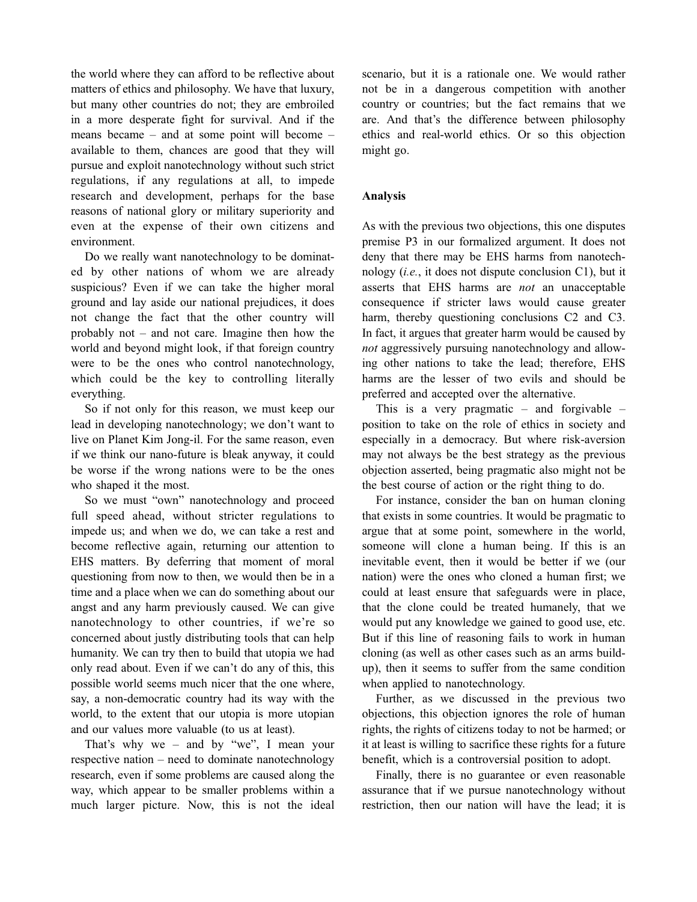the world where they can afford to be reflective about matters of ethics and philosophy. We have that luxury, but many other countries do not; they are embroiled in a more desperate fight for survival. And if the means became – and at some point will become – available to them, chances are good that they will pursue and exploit nanotechnology without such strict regulations, if any regulations at all, to impede research and development, perhaps for the base reasons of national glory or military superiority and even at the expense of their own citizens and environment.

Do we really want nanotechnology to be dominated by other nations of whom we are already suspicious? Even if we can take the higher moral ground and lay aside our national prejudices, it does not change the fact that the other country will probably not – and not care. Imagine then how the world and beyond might look, if that foreign country were to be the ones who control nanotechnology, which could be the key to controlling literally everything.

So if not only for this reason, we must keep our lead in developing nanotechnology; we don't want to live on Planet Kim Jong-il. For the same reason, even if we think our nano-future is bleak anyway, it could be worse if the wrong nations were to be the ones who shaped it the most.

So we must "own" nanotechnology and proceed full speed ahead, without stricter regulations to impede us; and when we do, we can take a rest and become reflective again, returning our attention to EHS matters. By deferring that moment of moral questioning from now to then, we would then be in a time and a place when we can do something about our angst and any harm previously caused. We can give nanotechnology to other countries, if we're so concerned about justly distributing tools that can help humanity. We can try then to build that utopia we had only read about. Even if we can't do any of this, this possible world seems much nicer that the one where, say, a non-democratic country had its way with the world, to the extent that our utopia is more utopian and our values more valuable (to us at least).

That's why we – and by "we", I mean your respective nation – need to dominate nanotechnology research, even if some problems are caused along the way, which appear to be smaller problems within a much larger picture. Now, this is not the ideal scenario, but it is a rationale one. We would rather not be in a dangerous competition with another country or countries; but the fact remains that we are. And that's the difference between philosophy ethics and real-world ethics. Or so this objection might go.

**Analysis**

As with the previous two objections, this one disputes premise P3 in our formalized argument. It does not deny that there may be EHS harms from nanotechnology (*i.e.*, it does not dispute conclusion C1), but it asserts that EHS harms are *not* an unacceptable consequence if stricter laws would cause greater harm, thereby questioning conclusions C2 and C3. In fact, it argues that greater harm would be caused by *not* aggressively pursuing nanotechnology and allowing other nations to take the lead; therefore, EHS harms are the lesser of two evils and should be preferred and accepted over the alternative.

This is a very pragmatic – and forgivable – position to take on the role of ethics in society and especially in a democracy. But where risk-aversion may not always be the best strategy as the previous objection asserted, being pragmatic also might not be the best course of action or the right thing to do.

For instance, consider the ban on human cloning that exists in some countries. It would be pragmatic to argue that at some point, somewhere in the world, someone will clone a human being. If this is an inevitable event, then it would be better if we (our nation) were the ones who cloned a human first; we could at least ensure that safeguards were in place, that the clone could be treated humanely, that we would put any knowledge we gained to good use, etc. But if this line of reasoning fails to work in human cloning (as well as other cases such as an arms build-up), then it seems to suffer from the same condition when applied to nanotechnology.

Further, as we discussed in the previous two objections, this objection ignores the role of human rights, the rights of citizens today to not be harmed; or it at least is willing to sacrifice these rights for a future benefit, which is a controversial position to adopt.

Finally, there is no guarantee or even reasonable assurance that if we pursue nanotechnology without restriction, then our nation will have the lead; it is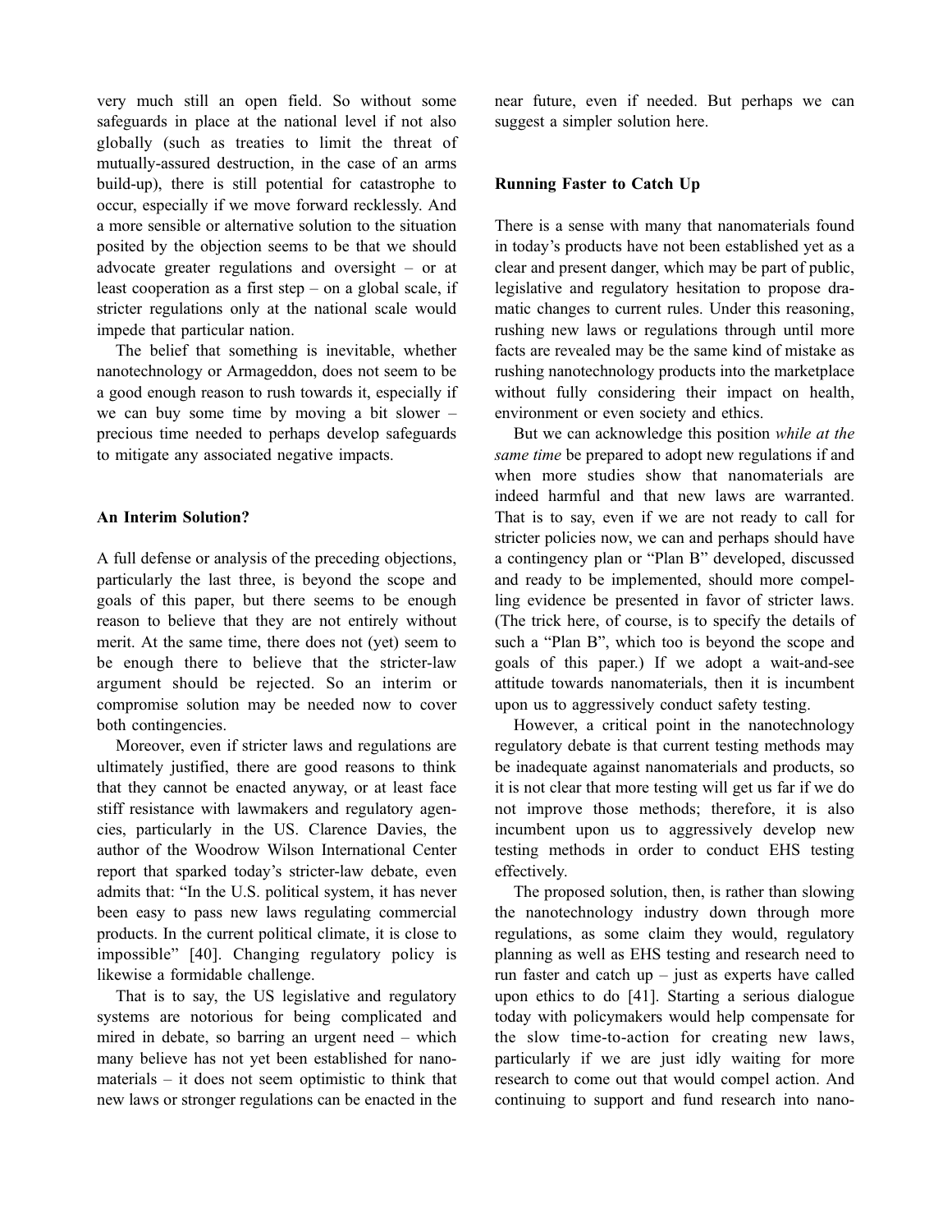very much still an open field. So without some safeguards in place at the national level if not also globally (such as treaties to limit the threat of mutually-assured destruction, in the case of an arms build-up), there is still potential for catastrophe to occur, especially if we move forward recklessly. And a more sensible or alternative solution to the situation posited by the objection seems to be that we should advocate greater regulations and oversight – or at least cooperation as a first step – on a global scale, if stricter regulations only at the national scale would impede that particular nation.

The belief that something is inevitable, whether nanotechnology or Armageddon, does not seem to be a good enough reason to rush towards it, especially if we can buy some time by moving a bit slower – precious time needed to perhaps develop safeguards to mitigate any associated negative impacts.

## An Interim Solution?

A full defense or analysis of the preceding objections, particularly the last three, is beyond the scope and goals of this paper, but there seems to be enough reason to believe that they are not entirely without merit. At the same time, there does not (yet) seem to be enough there to believe that the stricter-law argument should be rejected. So an interim or compromise solution may be needed now to cover both contingencies.

Moreover, even if stricter laws and regulations are ultimately justified, there are good reasons to think that they cannot be enacted anyway, or at least face stiff resistance with lawmakers and regulatory agencies, particularly in the US. Clarence Davies, the author of the Woodrow Wilson International Center report that sparked today's stricter-law debate, even admits that: "In the U.S. political system, it has never been easy to pass new laws regulating commercial products. In the current political climate, it is close to impossible" [40]. Changing regulatory policy is likewise a formidable challenge.

That is to say, the US legislative and regulatory systems are notorious for being complicated and mired in debate, so barring an urgent need – which many believe has not yet been established for nanomaterials – it does not seem optimistic to think that new laws or stronger regulations can be enacted in the near future, even if needed. But perhaps we can suggest a simpler solution here.

## Running Faster to Catch Up

There is a sense with many that nanomaterials found in today's products have not been established yet as a clear and present danger, which may be part of public, legislative and regulatory hesitation to propose dramatic changes to current rules. Under this reasoning, rushing new laws or regulations through until more facts are revealed may be the same kind of mistake as rushing nanotechnology products into the marketplace without fully considering their impact on health, environment or even society and ethics.

But we can acknowledge this position *while at the same time* be prepared to adopt new regulations if and when more studies show that nanomaterials are indeed harmful and that new laws are warranted. That is to say, even if we are not ready to call for stricter policies now, we can and perhaps should have a contingency plan or "Plan B" developed, discussed and ready to be implemented, should more compelling evidence be presented in favor of stricter laws. (The trick here, of course, is to specify the details of such a "Plan B", which too is beyond the scope and goals of this paper.) If we adopt a wait-and-see attitude towards nanomaterials, then it is incumbent upon us to aggressively conduct safety testing.

However, a critical point in the nanotechnology regulatory debate is that current testing methods may be inadequate against nanomaterials and products, so it is not clear that more testing will get us far if we do not improve those methods; therefore, it is also incumbent upon us to aggressively develop new testing methods in order to conduct EHS testing effectively.

The proposed solution, then, is rather than slowing the nanotechnology industry down through more regulations, as some claim they would, regulatory planning as well as EHS testing and research need to run faster and catch up – just as experts have called upon ethics to do [41]. Starting a serious dialogue today with policymakers would help compensate for the slow time-to-action for creating new laws, particularly if we are just idly waiting for more research to come out that would compel action. And continuing to support and fund research into nano-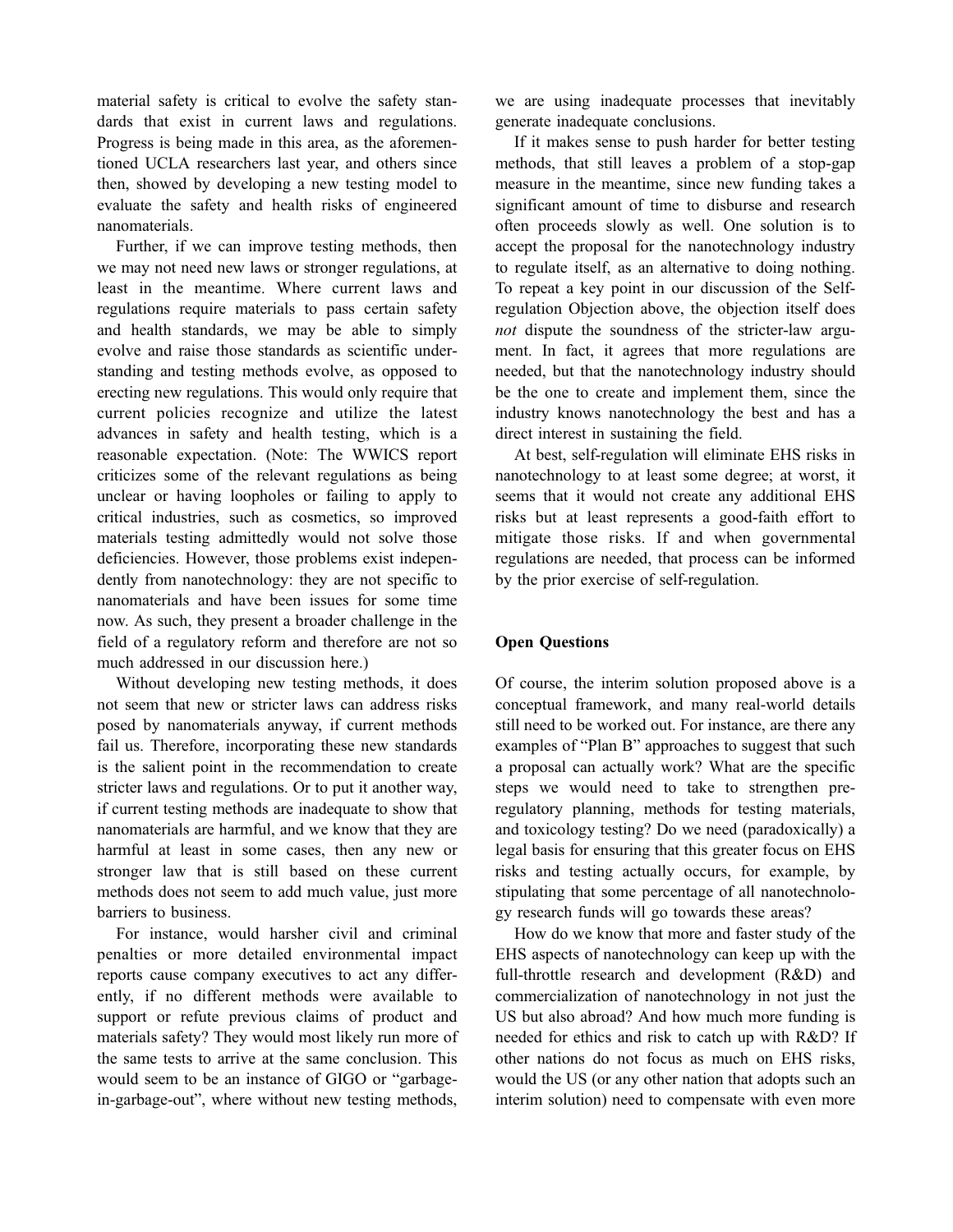material safety is critical to evolve the safety standards that exist in current laws and regulations. Progress is being made in this area, as the aforementioned UCLA researchers last year, and others since then, showed by developing a new testing model to evaluate the safety and health risks of engineered nanomaterials.

Further, if we can improve testing methods, then we may not need new laws or stronger regulations, at least in the meantime. Where current laws and regulations require materials to pass certain safety and health standards, we may be able to simply evolve and raise those standards as scientific understanding and testing methods evolve, as opposed to erecting new regulations. This would only require that current policies recognize and utilize the latest advances in safety and health testing, which is a reasonable expectation. (Note: The WWICS report criticizes some of the relevant regulations as being unclear or having loopholes or failing to apply to critical industries, such as cosmetics, so improved materials testing admittedly would not solve those deficiencies. However, those problems exist independently from nanotechnology: they are not specific to nanomaterials and have been issues for some time now. As such, they present a broader challenge in the field of a regulatory reform and therefore are not so much addressed in our discussion here.)

Without developing new testing methods, it does not seem that new or stricter laws can address risks posed by nanomaterials anyway, if current methods fail us. Therefore, incorporating these new standards is the salient point in the recommendation to create stricter laws and regulations. Or to put it another way, if current testing methods are inadequate to show that nanomaterials are harmful, and we know that they are harmful at least in some cases, then any new or stronger law that is still based on these current methods does not seem to add much value, just more barriers to business.

For instance, would harsher civil and criminal penalties or more detailed environmental impact reports cause company executives to act any differently, if no different methods were available to support or refute previous claims of product and materials safety? They would most likely run more of the same tests to arrive at the same conclusion. This would seem to be an instance of GIGO or "garbage-in-garbage-out", where without new testing methods, we are using inadequate processes that inevitably generate inadequate conclusions.

If it makes sense to push harder for better testing methods, that still leaves a problem of a stop-gap measure in the meantime, since new funding takes a significant amount of time to disburse and research often proceeds slowly as well. One solution is to accept the proposal for the nanotechnology industry to regulate itself, as an alternative to doing nothing. To repeat a key point in our discussion of the Self-regulation Objection above, the objection itself does *not* dispute the soundness of the stricter-law argument. In fact, it agrees that more regulations are needed, but that the nanotechnology industry should be the one to create and implement them, since the industry knows nanotechnology the best and has a direct interest in sustaining the field.

At best, self-regulation will eliminate EHS risks in nanotechnology to at least some degree; at worst, it seems that it would not create any additional EHS risks but at least represents a good-faith effort to mitigate those risks. If and when governmental regulations are needed, that process can be informed by the prior exercise of self-regulation.

## Open Questions

Of course, the interim solution proposed above is a conceptual framework, and many real-world details still need to be worked out. For instance, are there any examples of "Plan B" approaches to suggest that such a proposal can actually work? What are the specific steps we would need to take to strengthen pre-regulatory planning, methods for testing materials, and toxicology testing? Do we need (paradoxically) a legal basis for ensuring that this greater focus on EHS risks and testing actually occurs, for example, by stipulating that some percentage of all nanotechnology research funds will go towards these areas?

How do we know that more and faster study of the EHS aspects of nanotechnology can keep up with the full-throttle research and development (R&D) and commercialization of nanotechnology in not just the US but also abroad? And how much more funding is needed for ethics and risk to catch up with R&D? If other nations do not focus as much on EHS risks, would the US (or any other nation that adopts such an interim solution) need to compensate with even more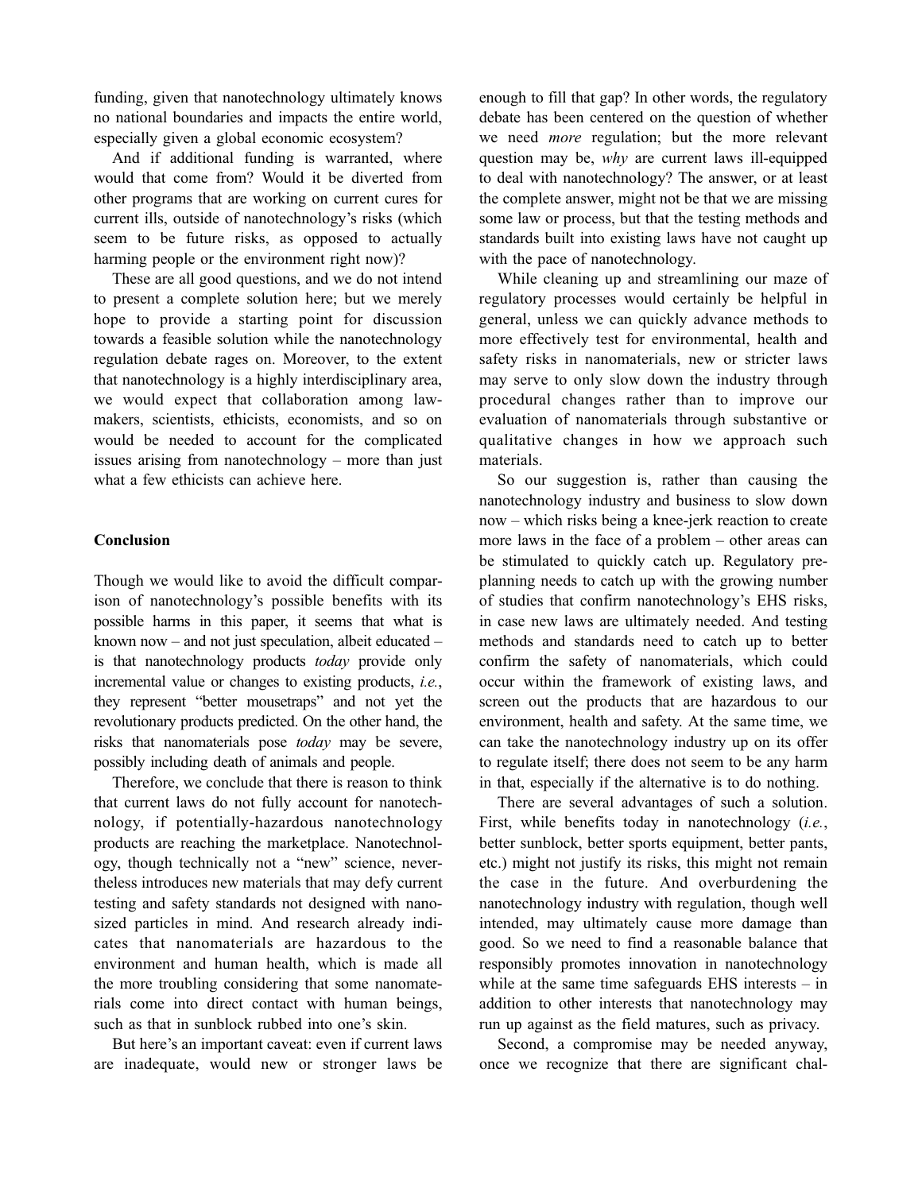funding, given that nanotechnology ultimately knows no national boundaries and impacts the entire world, especially given a global economic ecosystem?

And if additional funding is warranted, where would that come from? Would it be diverted from other programs that are working on current cures for current ills, outside of nanotechnology's risks (which seem to be future risks, as opposed to actually harming people or the environment right now)?

These are all good questions, and we do not intend to present a complete solution here; but we merely hope to provide a starting point for discussion towards a feasible solution while the nanotechnology regulation debate rages on. Moreover, to the extent that nanotechnology is a highly interdisciplinary area, we would expect that collaboration among lawmakers, scientists, ethicists, economists, and so on would be needed to account for the complicated issues arising from nanotechnology – more than just what a few ethicists can achieve here.

## Conclusion

Though we would like to avoid the difficult comparison of nanotechnology's possible benefits with its possible harms in this paper, it seems that what is known now – and not just speculation, albeit educated – is that nanotechnology products *today* provide only incremental value or changes to existing products, *i.e.*, they represent "better mousetraps" and not yet the revolutionary products predicted. On the other hand, the risks that nanomaterials pose *today* may be severe, possibly including death of animals and people.

Therefore, we conclude that there is reason to think that current laws do not fully account for nanotechnology, if potentially-hazardous nanotechnology products are reaching the marketplace. Nanotechnology, though technically not a "new" science, nevertheless introduces new materials that may defy current testing and safety standards not designed with nano-sized particles in mind. And research already indicates that nanomaterials are hazardous to the environment and human health, which is made all the more troubling considering that some nanomaterials come into direct contact with human beings, such as that in sunblock rubbed into one's skin.

But here's an important caveat: even if current laws are inadequate, would new or stronger laws be enough to fill that gap? In other words, the regulatory debate has been centered on the question of whether we need *more* regulation; but the more relevant question may be, *why* are current laws ill-equipped to deal with nanotechnology? The answer, or at least the complete answer, might not be that we are missing some law or process, but that the testing methods and standards built into existing laws have not caught up with the pace of nanotechnology.

While cleaning up and streamlining our maze of regulatory processes would certainly be helpful in general, unless we can quickly advance methods to more effectively test for environmental, health and safety risks in nanomaterials, new or stricter laws may serve to only slow down the industry through procedural changes rather than to improve our evaluation of nanomaterials through substantive or qualitative changes in how we approach such materials.

So our suggestion is, rather than causing the nanotechnology industry and business to slow down now – which risks being a knee-jerk reaction to create more laws in the face of a problem – other areas can be stimulated to quickly catch up. Regulatory pre-planning needs to catch up with the growing number of studies that confirm nanotechnology's EHS risks, in case new laws are ultimately needed. And testing methods and standards need to catch up to better confirm the safety of nanomaterials, which could occur within the framework of existing laws, and screen out the products that are hazardous to our environment, health and safety. At the same time, we can take the nanotechnology industry up on its offer to regulate itself; there does not seem to be any harm in that, especially if the alternative is to do nothing.

There are several advantages of such a solution. First, while benefits today in nanotechnology (*i.e.*, better sunblock, better sports equipment, better pants, etc.) might not justify its risks, this might not remain the case in the future. And overburdening the nanotechnology industry with regulation, though well intended, may ultimately cause more damage than good. So we need to find a reasonable balance that responsibly promotes innovation in nanotechnology while at the same time safeguards EHS interests – in addition to other interests that nanotechnology may run up against as the field matures, such as privacy.

Second, a compromise may be needed anyway, once we recognize that there are significant chal-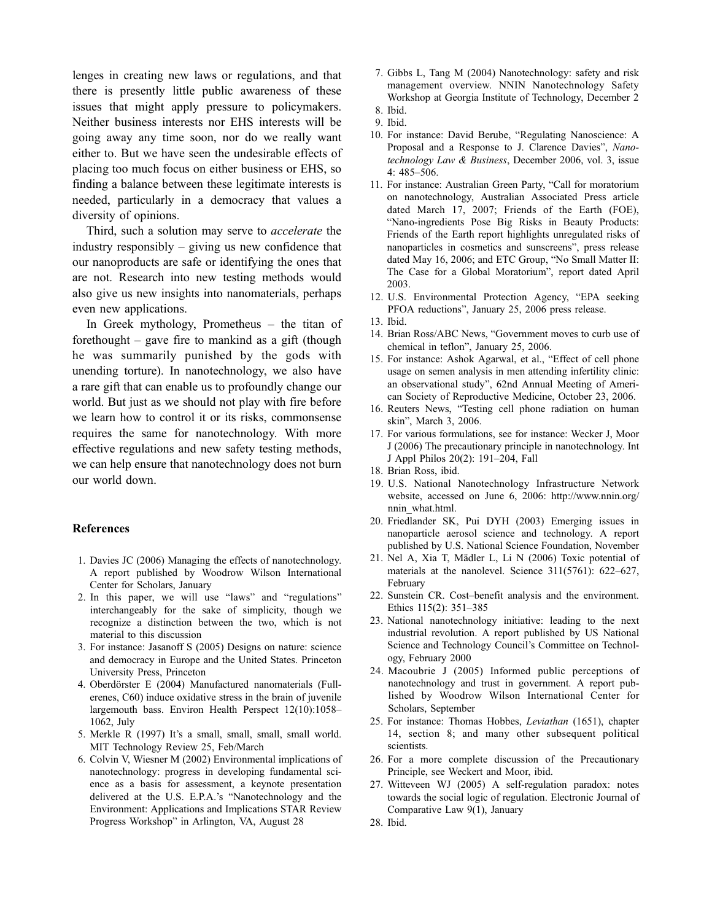lenges in creating new laws or regulations, and that there is presently little public awareness of these issues that might apply pressure to policymakers. Neither business interests nor EHS interests will be going away any time soon, nor do we really want either to. But we have seen the undesirable effects of placing too much focus on either business or EHS, so finding a balance between these legitimate interests is needed, particularly in a democracy that values a diversity of opinions.

Third, such a solution may serve to *accelerate* the industry responsibly – giving us new confidence that our nanoproducts are safe or identifying the ones that are not. Research into new testing methods would also give us new insights into nanomaterials, perhaps even new applications.

In Greek mythology, Prometheus – the titan of forethought – gave fire to mankind as a gift (though he was summarily punished by the gods with unending torture). In nanotechnology, we also have a rare gift that can enable us to profoundly change our world. But just as we should not play with fire before we learn how to control it or its risks, commonsense requires the same for nanotechnology. With more effective regulations and new safety testing methods, we can help ensure that nanotechnology does not burn our world down.

## References

1. Davies JC (2006) Managing the effects of nanotechnology. A report published by Woodrow Wilson International Center for Scholars, January
2. In this paper, we will use "laws" and "regulations" interchangeably for the sake of simplicity, though we recognize a distinction between the two, which is not material to this discussion
3. For instance: Jasanoff S (2005) Designs on nature: science and democracy in Europe and the United States. Princeton University Press, Princeton
4. Oberdörster E (2004) Manufactured nanomaterials (Fullerenes, C60) induce oxidative stress in the brain of juvenile largemouth bass. Environ Health Perspect 12(10):1058–1062, July
5. Merkle R (1997) It's a small, small, small, small world. MIT Technology Review 25, Feb/March
6. Colvin V, Wiesner M (2002) Environmental implications of nanotechnology: progress in developing fundamental science as a basis for assessment, a keynote presentation delivered at the U.S. E.P.A.'s "Nanotechnology and the Environment: Applications and Implications STAR Review Progress Workshop" in Arlington, VA, August 28
7. Gibbs L, Tang M (2004) Nanotechnology: safety and risk management overview. NNIN Nanotechnology Safety Workshop at Georgia Institute of Technology, December 2
8. Ibid.
9. Ibid.
10. For instance: David Berube, "Regulating Nanoscience: A Proposal and a Response to J. Clarence Davies", *Nanotechnology Law & Business*, December 2006, vol. 3, issue 4: 485–506.
11. For instance: Australian Green Party, "Call for moratorium on nanotechnology, Australian Associated Press article dated March 17, 2007; Friends of the Earth (FOE), "Nano-ingredients Pose Big Risks in Beauty Products: Friends of the Earth report highlights unregulated risks of nanoparticles in cosmetics and sunscreens", press release dated May 16, 2006; and ETC Group, "No Small Matter II: The Case for a Global Moratorium", report dated April 2003.
12. U.S. Environmental Protection Agency, "EPA seeking PFOA reductions", January 25, 2006 press release.
13. Ibid.
14. Brian Ross/ABC News, "Government moves to curb use of chemical in teflon", January 25, 2006.
15. For instance: Ashok Agarwal, et al., "Effect of cell phone usage on semen analysis in men attending infertility clinic: an observational study", 62nd Annual Meeting of American Society of Reproductive Medicine, October 23, 2006.
16. Reuters News, "Testing cell phone radiation on human skin", March 3, 2006.
17. For various formulations, see for instance: Wecker J, Moor J (2006) The precautionary principle in nanotechnology. Int J Appl Philos 20(2): 191–204, Fall
18. Brian Ross, ibid.
19. U.S. National Nanotechnology Infrastructure Network website, accessed on June 6, 2006: http://www.nnin.org/nnin_what.html.
20. Friedlander SK, Pui DYH (2003) Emerging issues in nanoparticle aerosol science and technology. A report published by U.S. National Science Foundation, November
21. Nel A, Xia T, Mädler L, Li N (2006) Toxic potential of materials at the nanolevel. Science 311(5761): 622–627, February
22. Sunstein CR. Cost–benefit analysis and the environment. Ethics 115(2): 351–385
23. National nanotechnology initiative: leading to the next industrial revolution. A report published by US National Science and Technology Council's Committee on Technology, February 2000
24. Macoubrie J (2005) Informed public perceptions of nanotechnology and trust in government. A report published by Woodrow Wilson International Center for Scholars, September
25. For instance: Thomas Hobbes, *Leviathan* (1651), chapter 14, section 8; and many other subsequent political scientists.
26. For a more complete discussion of the Precautionary Principle, see Weckert and Moor, ibid.
27. Witteveen WJ (2005) A self-regulation paradox: notes towards the social logic of regulation. Electronic Journal of Comparative Law 9(1), January
28. Ibid.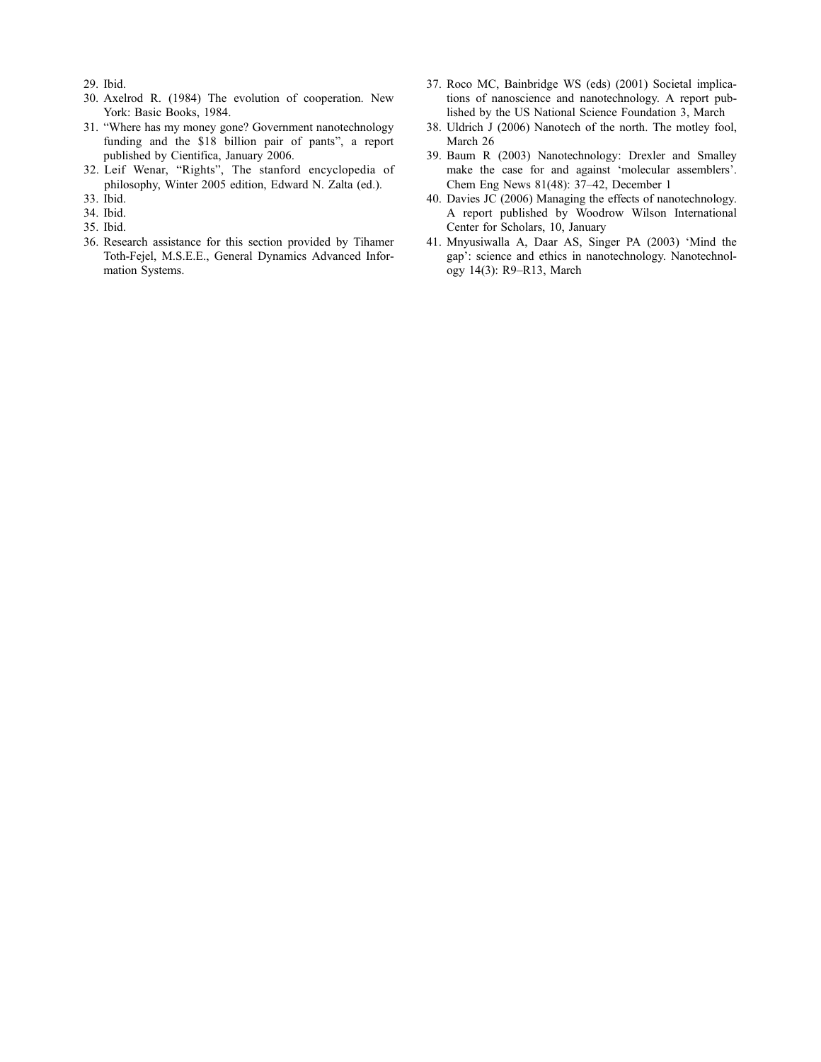29. Ibid.
30. Axelrod R. (1984) The evolution of cooperation. New York: Basic Books, 1984.
31. "Where has my money gone? Government nanotechnology funding and the $18 billion pair of pants", a report published by Cientifica, January 2006.
32. Leif Wenar, "Rights", The stanford encyclopedia of philosophy, Winter 2005 edition, Edward N. Zalta (ed.).
33. Ibid.
34. Ibid.
35. Ibid.
36. Research assistance for this section provided by Tihamer Toth-Fejel, M.S.E.E., General Dynamics Advanced Information Systems.
37. Roco MC, Bainbridge WS (eds) (2001) Societal implications of nanoscience and nanotechnology. A report published by the US National Science Foundation 3, March
38. Uldrich J (2006) Nanotech of the north. The motley fool, March 26
39. Baum R (2003) Nanotechnology: Drexler and Smalley make the case for and against 'molecular assemblers'. Chem Eng News 81(48): 37–42, December 1
40. Davies JC (2006) Managing the effects of nanotechnology. A report published by Woodrow Wilson International Center for Scholars, 10, January
41. Mnyusiwalla A, Daar AS, Singer PA (2003) 'Mind the gap': science and ethics in nanotechnology. Nanotechnology 14(3): R9–R13, March